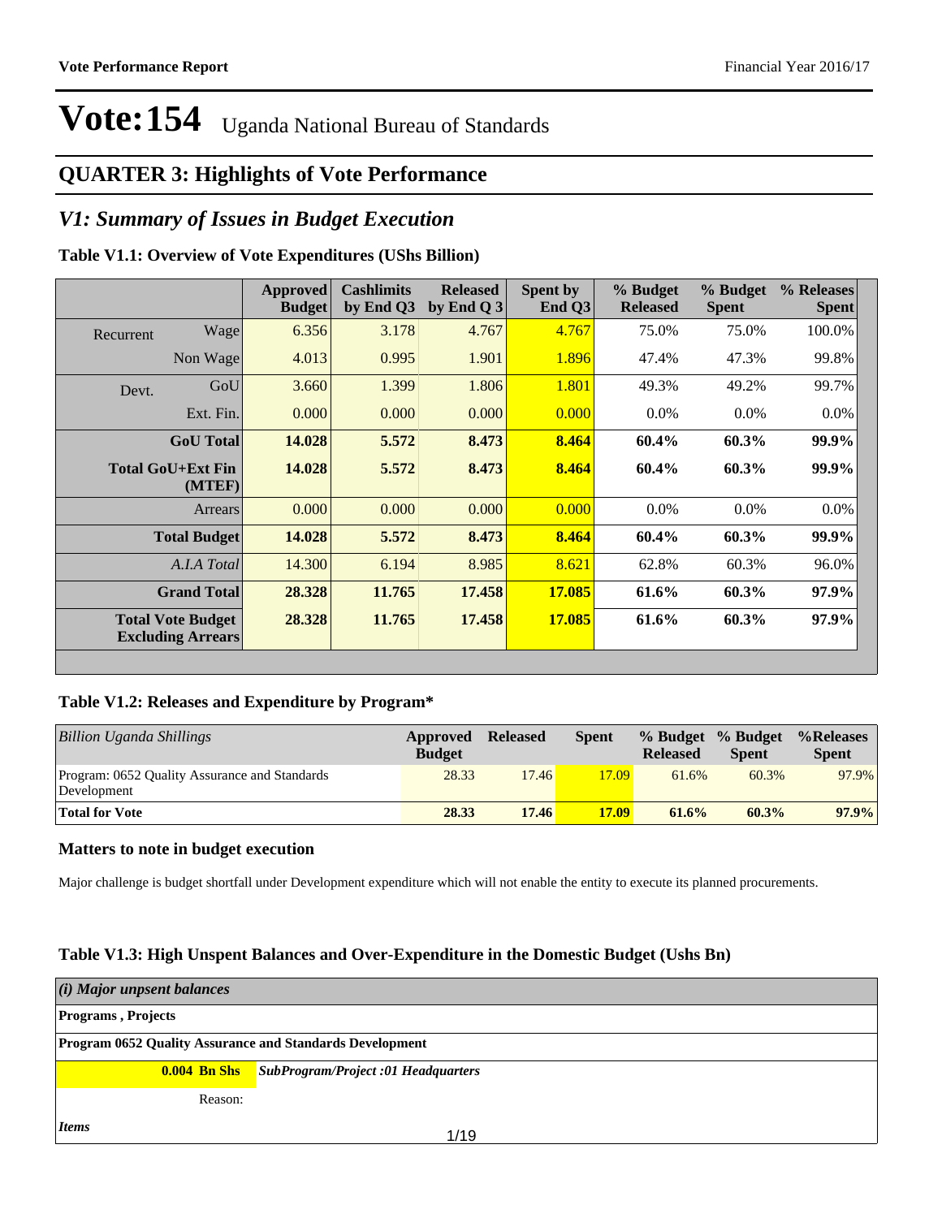# Vote:154 Uganda National Bureau of Standards

## QUARTER 3: Highlights of Vote Performance

### *V1: Summary of Issues in Budget Execution*

**Table V1.1: Overview of Vote Expenditures (UShs Billion)**

| | | Approved Budget | Cashlimits by End Q3 | Released by End Q 3 | Spent by End Q3 | % Budget Released | % Budget Spent | % Releases Spent |
|---|---|---|---|---|---|---|---|---|
| Recurrent | Wage | 6.356 | 3.178 | 4.767 | 4.767 | 75.0% | 75.0% | 100.0% |
| | Non Wage | 4.013 | 0.995 | 1.901 | 1.896 | 47.4% | 47.3% | 99.8% |
| Devt. | GoU | 3.660 | 1.399 | 1.806 | 1.801 | 49.3% | 49.2% | 99.7% |
| | Ext. Fin. | 0.000 | 0.000 | 0.000 | 0.000 | 0.0% | 0.0% | 0.0% |
| **GoU Total** | | **14.028** | **5.572** | **8.473** | **8.464** | **60.4%** | **60.3%** | **99.9%** |
| **Total GoU+Ext Fin (MTEF)** | | **14.028** | **5.572** | **8.473** | **8.464** | **60.4%** | **60.3%** | **99.9%** |
| Arrears | | 0.000 | 0.000 | 0.000 | 0.000 | 0.0% | 0.0% | 0.0% |
| **Total Budget** | | **14.028** | **5.572** | **8.473** | **8.464** | **60.4%** | **60.3%** | **99.9%** |
| *A.I.A Total* | | 14.300 | 6.194 | 8.985 | 8.621 | 62.8% | 60.3% | 96.0% |
| **Grand Total** | | **28.328** | **11.765** | **17.458** | **17.085** | **61.6%** | **60.3%** | **97.9%** |
| **Total Vote Budget Excluding Arrears** | | **28.328** | **11.765** | **17.458** | **17.085** | **61.6%** | **60.3%** | **97.9%** |

**Table V1.2: Releases and Expenditure by Program***

| *Billion Uganda Shillings* | Approved Budget | Released | Spent | % Budget Released | % Budget Spent | %Releases Spent |
|---|---|---|---|---|---|---|
| Program: 0652 Quality Assurance and Standards Development | 28.33 | 17.46 | 17.09 | 61.6% | 60.3% | 97.9% |
| **Total for Vote** | **28.33** | **17.46** | **17.09** | **61.6%** | **60.3%** | **97.9%** |

### Matters to note in budget execution

Major challenge is budget shortfall under Development expenditure which will not enable the entity to execute its planned procurements.

**Table V1.3: High Unspent Balances and Over-Expenditure in the Domestic Budget (Ushs Bn)**

| *(i) Major unpsent balances* | |
|---|---|
| **Programs , Projects** | |
| **Program 0652 Quality Assurance and Standards Development** | |
| **0.004 Bn Shs** | ***SubProgram/Project :01 Headquarters*** |
| Reason: | |
| ***Items*** | |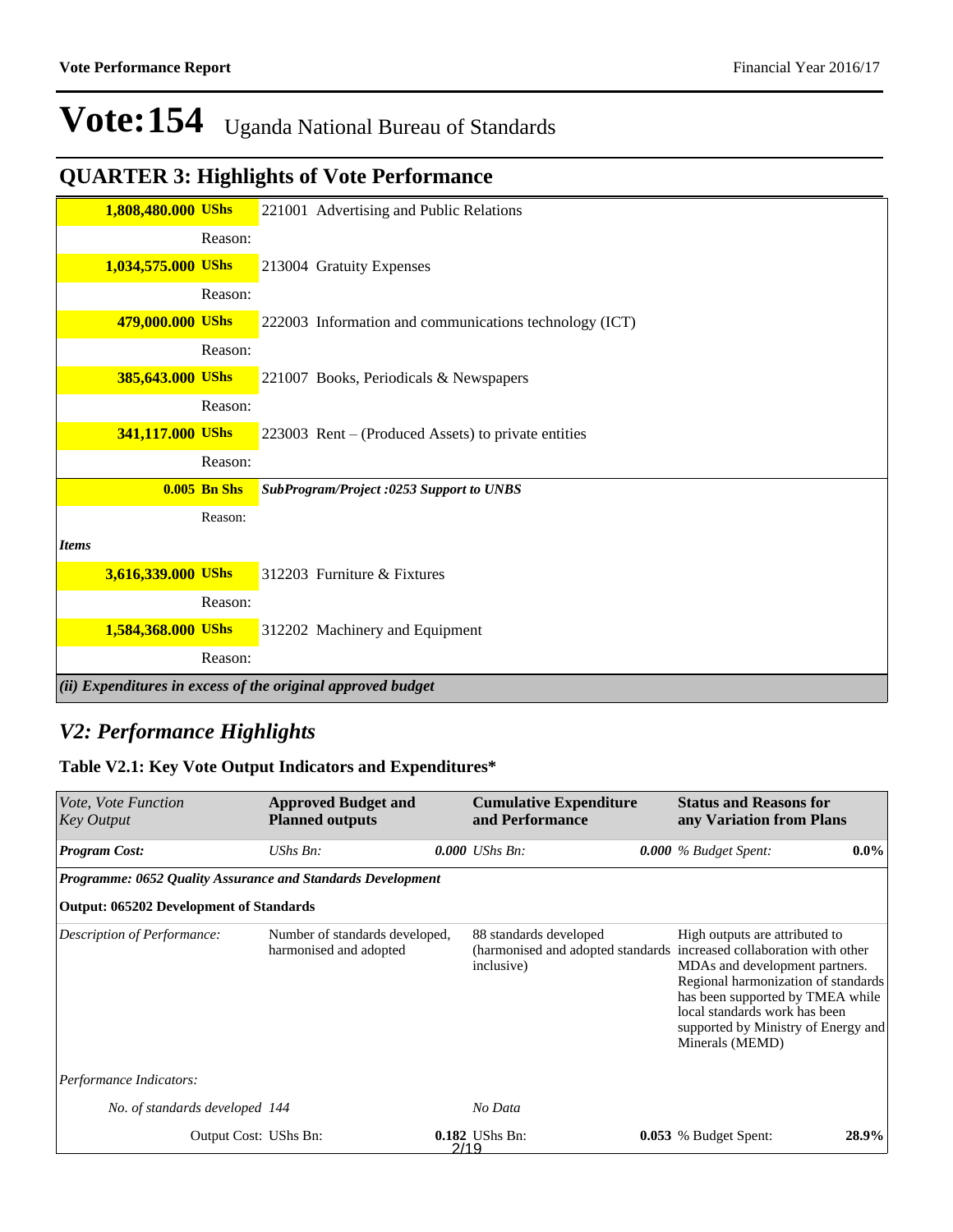# Vote:154 Uganda National Bureau of Standards

## QUARTER 3: Highlights of Vote Performance

| | | |
|---|---|---|
| **1,808,480.000 UShs** | 221001 Advertising and Public Relations | |
| | Reason: | |
| **1,034,575.000 UShs** | 213004 Gratuity Expenses | |
| | Reason: | |
| **479,000.000 UShs** | 222003 Information and communications technology (ICT) | |
| | Reason: | |
| **385,643.000 UShs** | 221007 Books, Periodicals & Newspapers | |
| | Reason: | |
| **341,117.000 UShs** | 223003 Rent – (Produced Assets) to private entities | |
| | Reason: | |
| **0.005 Bn Shs** | ***SubProgram/Project :0253 Support to UNBS*** | |
| | Reason: | |
| ***Items*** | | |
| **3,616,339.000 UShs** | 312203 Furniture & Fixtures | |
| | Reason: | |
| **1,584,368.000 UShs** | 312202 Machinery and Equipment | |
| | Reason: | |

***(ii) Expenditures in excess of the original approved budget***

## *V2: Performance Highlights*

### Table V2.1: Key Vote Output Indicators and Expenditures*

| *Vote, Vote Function Key Output* | **Approved Budget and Planned outputs** | **Cumulative Expenditure and Performance** | **Status and Reasons for any Variation from Plans** |
|---|---|---|---|
| ***Program Cost:*** | *UShs Bn:* ***0.000*** | *UShs Bn:* ***0.000*** | *% Budget Spent:* **0.0%** |
| ***Programme: 0652 Quality Assurance and Standards Development*** | | | |
| **Output: 065202 Development of Standards** | | | |
| *Description of Performance:* | Number of standards developed, harmonised and adopted | 88 standards developed (harmonised and adopted standards inclusive) | High outputs are attributed to increased collaboration with other MDAs and development partners. Regional harmonization of standards has been supported by TMEA while local standards work has been supported by Ministry of Energy and Minerals (MEMD) |
| *Performance Indicators:* | | | |
| *No. of standards developed* | *144* | *No Data* | |
| Output Cost: | UShs Bn: **0.182** | UShs Bn: **0.053** | % Budget Spent: **28.9%** |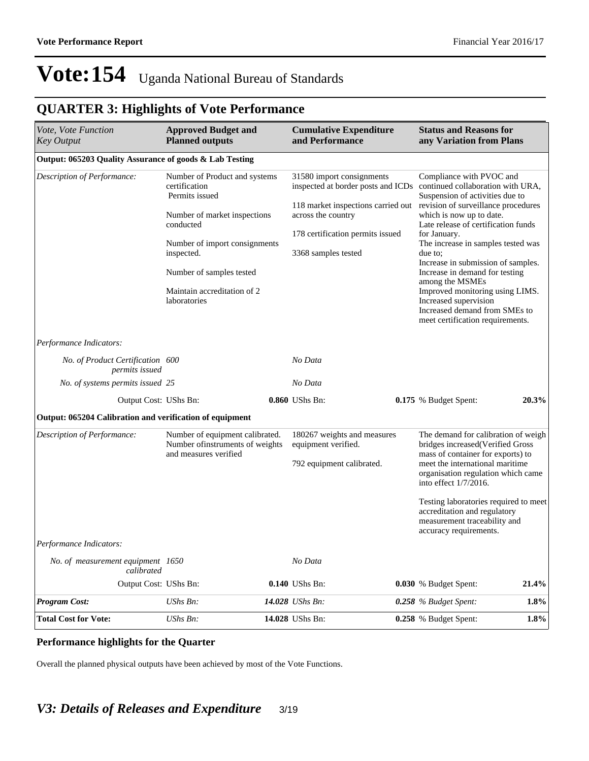# Vote:154 Uganda National Bureau of Standards

## QUARTER 3: Highlights of Vote Performance

| *Vote, Vote Function Key Output* | **Approved Budget and Planned outputs** | | **Cumulative Expenditure and Performance** | | **Status and Reasons for any Variation from Plans** | |
|---|---|---|---|---|---|---|
| **Output: 065203 Quality Assurance of goods & Lab Testing** | | | | | | |
| *Description of Performance:* | Number of Product and systems certification Permits issued<br><br>Number of market inspections conducted<br><br>Number of import consignments inspected.<br><br>Number of samples tested<br><br>Maintain accreditation of 2 laboratories | | 31580 import consignments inspected at border posts and ICDs<br><br>118 market inspections carried out across the country<br><br>178 certification permits issued<br><br>3368 samples tested | | Compliance with PVOC and continued collaboration with URA, Suspension of activities due to revision of surveillance procedures which is now up to date.<br>Late release of certification funds for January.<br>The increase in samples tested was due to;<br>Increase in submission of samples.<br>Increase in demand for testing among the MSMEs<br>Improved monitoring using LIMS.<br>Increased supervision<br>Increased demand from SMEs to meet certification requirements. | |
| *Performance Indicators:* | | | | | | |
| *No. of Product Certification permits issued* | *600* | | *No Data* | | | |
| *No. of systems permits issued* | *25* | | *No Data* | | | |
| Output Cost: | UShs Bn: | **0.860** | UShs Bn: | **0.175** | % Budget Spent: | **20.3%** |
| **Output: 065204 Calibration and verification of equipment** | | | | | | |
| *Description of Performance:* | Number of equipment calibrated.<br>Number ofinstruments of weights and measures verified | | 180267 weights and measures equipment verified.<br><br>792 equipment calibrated. | | The demand for calibration of weigh bridges increased(Verified Gross mass of container for exports) to meet the international maritime organisation regulation which came into effect 1/7/2016.<br><br>Testing laboratories required to meet accreditation and regulatory measurement traceability and accuracy requirements. | |
| *Performance Indicators:* | | | | | | |
| *No. of measurement equipment calibrated* | *1650* | | *No Data* | | | |
| Output Cost: | UShs Bn: | **0.140** | UShs Bn: | **0.030** | % Budget Spent: | **21.4%** |
| ***Program Cost:*** | *UShs Bn:* | ***14.028*** | *UShs Bn:* | ***0.258*** | *% Budget Spent:* | **1.8%** |
| **Total Cost for Vote:** | *UShs Bn:* | **14.028** | UShs Bn: | **0.258** | % Budget Spent: | **1.8%** |

### Performance highlights for the Quarter

Overall the planned physical outputs have been achieved by most of the Vote Functions.

## *V3: Details of Releases and Expenditure*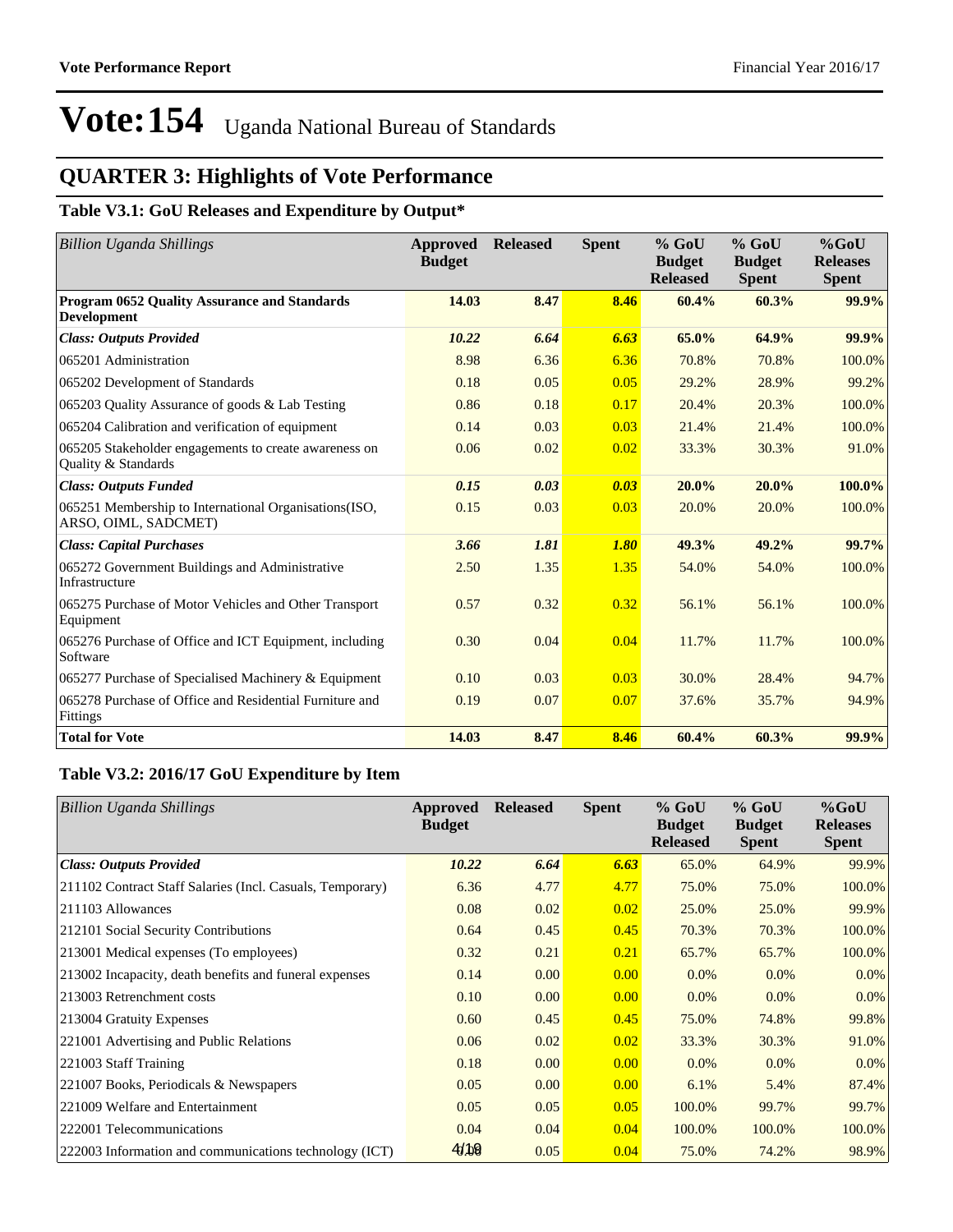# Vote:154 Uganda National Bureau of Standards

## QUARTER 3: Highlights of Vote Performance

### Table V3.1: GoU Releases and Expenditure by Output*

| *Billion Uganda Shillings* | Approved Budget | Released | Spent | % GoU Budget Released | % GoU Budget Spent | %GoU Releases Spent |
|---|---|---|---|---|---|---|
| **Program 0652 Quality Assurance and Standards Development** | **14.03** | **8.47** | **8.46** | **60.4%** | **60.3%** | **99.9%** |
| ***Class: Outputs Provided*** | ***10.22*** | ***6.64*** | ***6.63*** | **65.0%** | **64.9%** | **99.9%** |
| 065201 Administration | 8.98 | 6.36 | 6.36 | 70.8% | 70.8% | 100.0% |
| 065202 Development of Standards | 0.18 | 0.05 | 0.05 | 29.2% | 28.9% | 99.2% |
| 065203 Quality Assurance of goods & Lab Testing | 0.86 | 0.18 | 0.17 | 20.4% | 20.3% | 100.0% |
| 065204 Calibration and verification of equipment | 0.14 | 0.03 | 0.03 | 21.4% | 21.4% | 100.0% |
| 065205 Stakeholder engagements to create awareness on Quality & Standards | 0.06 | 0.02 | 0.02 | 33.3% | 30.3% | 91.0% |
| ***Class: Outputs Funded*** | ***0.15*** | ***0.03*** | ***0.03*** | **20.0%** | **20.0%** | **100.0%** |
| 065251 Membership to International Organisations(ISO, ARSO, OIML, SADCMET) | 0.15 | 0.03 | 0.03 | 20.0% | 20.0% | 100.0% |
| ***Class: Capital Purchases*** | ***3.66*** | ***1.81*** | ***1.80*** | **49.3%** | **49.2%** | **99.7%** |
| 065272 Government Buildings and Administrative Infrastructure | 2.50 | 1.35 | 1.35 | 54.0% | 54.0% | 100.0% |
| 065275 Purchase of Motor Vehicles and Other Transport Equipment | 0.57 | 0.32 | 0.32 | 56.1% | 56.1% | 100.0% |
| 065276 Purchase of Office and ICT Equipment, including Software | 0.30 | 0.04 | 0.04 | 11.7% | 11.7% | 100.0% |
| 065277 Purchase of Specialised Machinery & Equipment | 0.10 | 0.03 | 0.03 | 30.0% | 28.4% | 94.7% |
| 065278 Purchase of Office and Residential Furniture and Fittings | 0.19 | 0.07 | 0.07 | 37.6% | 35.7% | 94.9% |
| **Total for Vote** | **14.03** | **8.47** | **8.46** | **60.4%** | **60.3%** | **99.9%** |

### Table V3.2: 2016/17 GoU Expenditure by Item

| *Billion Uganda Shillings* | Approved Budget | Released | Spent | % GoU Budget Released | % GoU Budget Spent | %GoU Releases Spent |
|---|---|---|---|---|---|---|
| ***Class: Outputs Provided*** | ***10.22*** | ***6.64*** | ***6.63*** | 65.0% | 64.9% | 99.9% |
| 211102 Contract Staff Salaries (Incl. Casuals, Temporary) | 6.36 | 4.77 | 4.77 | 75.0% | 75.0% | 100.0% |
| 211103 Allowances | 0.08 | 0.02 | 0.02 | 25.0% | 25.0% | 99.9% |
| 212101 Social Security Contributions | 0.64 | 0.45 | 0.45 | 70.3% | 70.3% | 100.0% |
| 213001 Medical expenses (To employees) | 0.32 | 0.21 | 0.21 | 65.7% | 65.7% | 100.0% |
| 213002 Incapacity, death benefits and funeral expenses | 0.14 | 0.00 | 0.00 | 0.0% | 0.0% | 0.0% |
| 213003 Retrenchment costs | 0.10 | 0.00 | 0.00 | 0.0% | 0.0% | 0.0% |
| 213004 Gratuity Expenses | 0.60 | 0.45 | 0.45 | 75.0% | 74.8% | 99.8% |
| 221001 Advertising and Public Relations | 0.06 | 0.02 | 0.02 | 33.3% | 30.3% | 91.0% |
| 221003 Staff Training | 0.18 | 0.00 | 0.00 | 0.0% | 0.0% | 0.0% |
| 221007 Books, Periodicals & Newspapers | 0.05 | 0.00 | 0.00 | 6.1% | 5.4% | 87.4% |
| 221009 Welfare and Entertainment | 0.05 | 0.05 | 0.05 | 100.0% | 99.7% | 99.7% |
| 222001 Telecommunications | 0.04 | 0.04 | 0.04 | 100.0% | 100.0% | 100.0% |
| 222003 Information and communications technology (ICT) | 0.07 | 0.05 | 0.04 | 75.0% | 74.2% | 98.9% |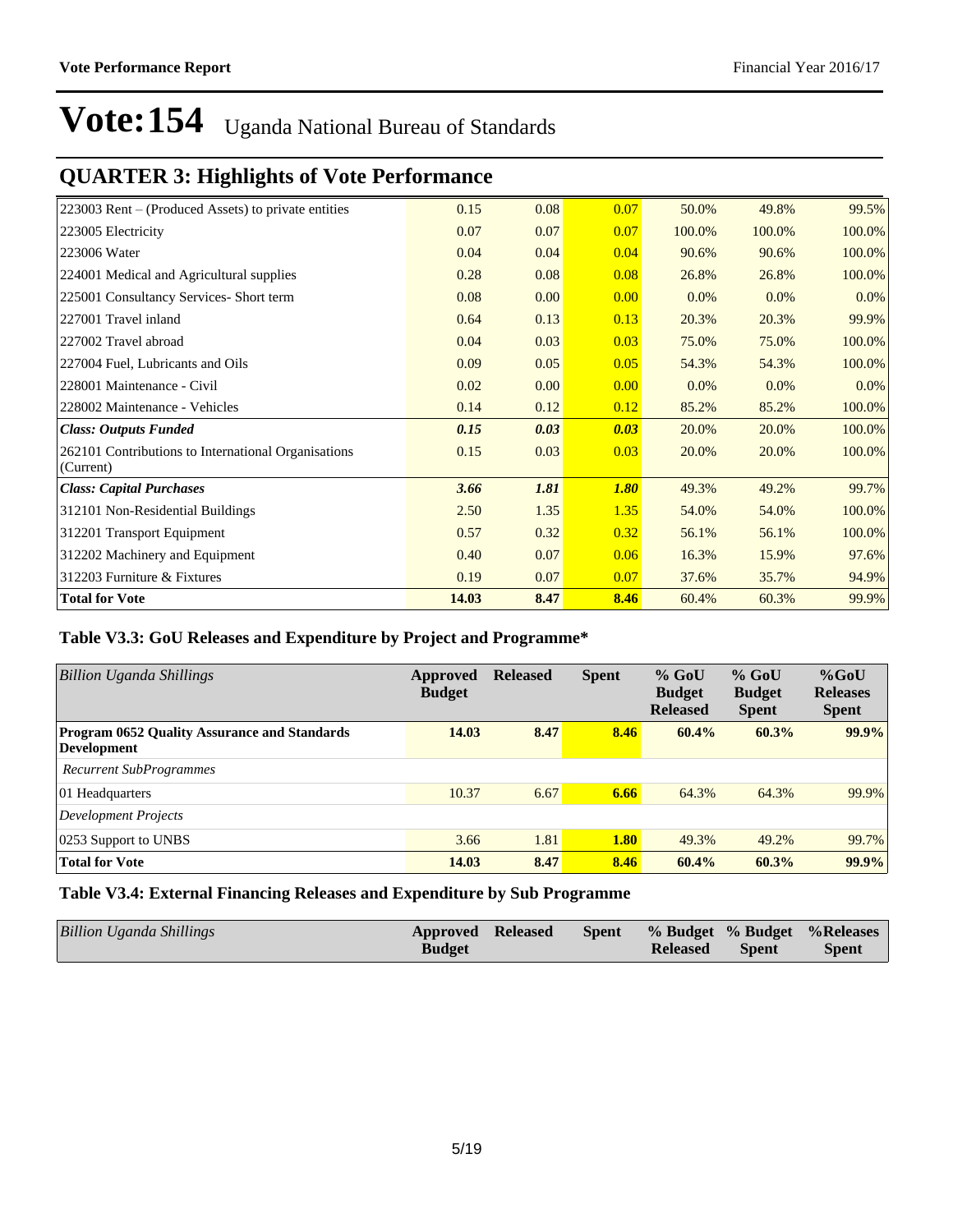# Vote:154 Uganda National Bureau of Standards

## QUARTER 3: Highlights of Vote Performance

| | | | | | | |
|---|---|---|---|---|---|---|
| 223003 Rent – (Produced Assets) to private entities | 0.15 | 0.08 | 0.07 | 50.0% | 49.8% | 99.5% |
| 223005 Electricity | 0.07 | 0.07 | 0.07 | 100.0% | 100.0% | 100.0% |
| 223006 Water | 0.04 | 0.04 | 0.04 | 90.6% | 90.6% | 100.0% |
| 224001 Medical and Agricultural supplies | 0.28 | 0.08 | 0.08 | 26.8% | 26.8% | 100.0% |
| 225001 Consultancy Services- Short term | 0.08 | 0.00 | 0.00 | 0.0% | 0.0% | 0.0% |
| 227001 Travel inland | 0.64 | 0.13 | 0.13 | 20.3% | 20.3% | 99.9% |
| 227002 Travel abroad | 0.04 | 0.03 | 0.03 | 75.0% | 75.0% | 100.0% |
| 227004 Fuel, Lubricants and Oils | 0.09 | 0.05 | 0.05 | 54.3% | 54.3% | 100.0% |
| 228001 Maintenance - Civil | 0.02 | 0.00 | 0.00 | 0.0% | 0.0% | 0.0% |
| 228002 Maintenance - Vehicles | 0.14 | 0.12 | 0.12 | 85.2% | 85.2% | 100.0% |
| ***Class: Outputs Funded*** | ***0.15*** | ***0.03*** | ***0.03*** | 20.0% | 20.0% | 100.0% |
| 262101 Contributions to International Organisations (Current) | 0.15 | 0.03 | 0.03 | 20.0% | 20.0% | 100.0% |
| ***Class: Capital Purchases*** | ***3.66*** | ***1.81*** | ***1.80*** | 49.3% | 49.2% | 99.7% |
| 312101 Non-Residential Buildings | 2.50 | 1.35 | 1.35 | 54.0% | 54.0% | 100.0% |
| 312201 Transport Equipment | 0.57 | 0.32 | 0.32 | 56.1% | 56.1% | 100.0% |
| 312202 Machinery and Equipment | 0.40 | 0.07 | 0.06 | 16.3% | 15.9% | 97.6% |
| 312203 Furniture & Fixtures | 0.19 | 0.07 | 0.07 | 37.6% | 35.7% | 94.9% |
| **Total for Vote** | **14.03** | **8.47** | **8.46** | 60.4% | 60.3% | 99.9% |

### Table V3.3: GoU Releases and Expenditure by Project and Programme*

| *Billion Uganda Shillings* | **Approved Budget** | **Released** | **Spent** | **% GoU Budget Released** | **% GoU Budget Spent** | **%GoU Releases Spent** |
|---|---|---|---|---|---|---|
| **Program 0652 Quality Assurance and Standards Development** | **14.03** | **8.47** | **8.46** | **60.4%** | **60.3%** | **99.9%** |
| *Recurrent SubProgrammes* | | | | | | |
| 01 Headquarters | 10.37 | 6.67 | **6.66** | 64.3% | 64.3% | 99.9% |
| *Development Projects* | | | | | | |
| 0253 Support to UNBS | 3.66 | 1.81 | **1.80** | 49.3% | 49.2% | 99.7% |
| **Total for Vote** | **14.03** | **8.47** | **8.46** | **60.4%** | **60.3%** | **99.9%** |

### Table V3.4: External Financing Releases and Expenditure by Sub Programme

| *Billion Uganda Shillings* | **Approved Budget** | **Released** | **Spent** | **% Budget Released** | **% Budget Spent** | **%Releases Spent** |
|---|---|---|---|---|---|---|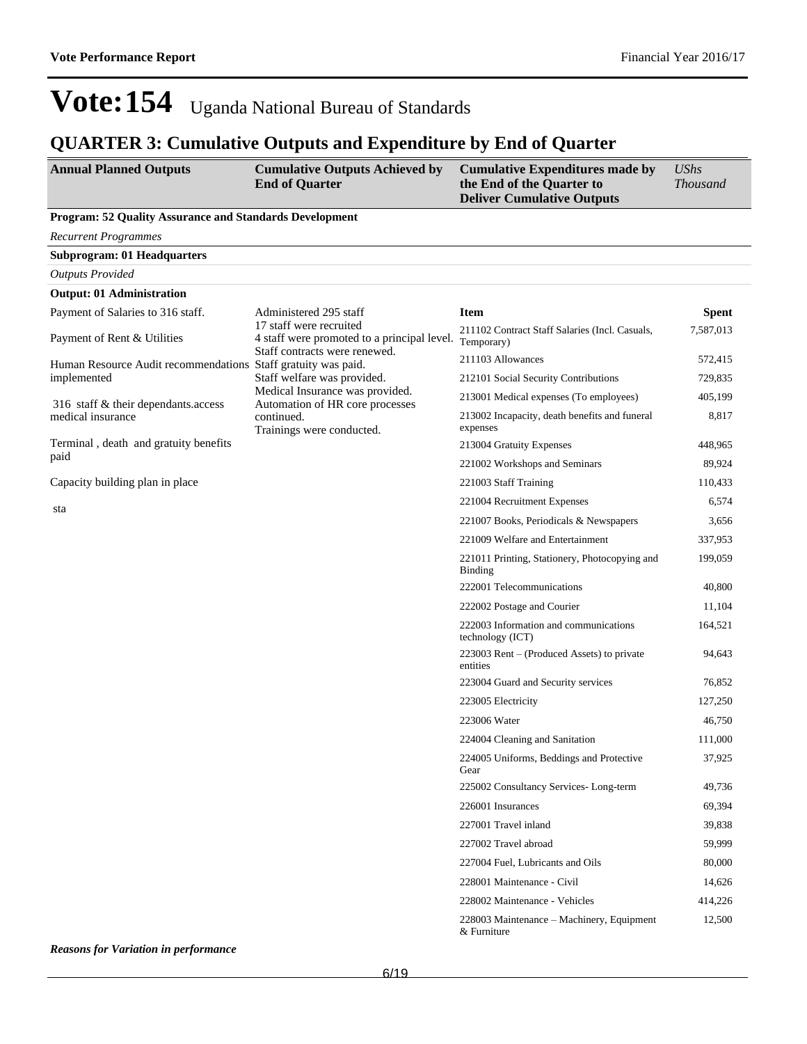# Vote:154 Uganda National Bureau of Standards

## QUARTER 3: Cumulative Outputs and Expenditure by End of Quarter

| Annual Planned Outputs | Cumulative Outputs Achieved by End of Quarter | Cumulative Expenditures made by the End of the Quarter to Deliver Cumulative Outputs | *UShs Thousand* |
|---|---|---|---|

**Program: 52 Quality Assurance and Standards Development**

*Recurrent Programmes*

**Subprogram: 01 Headquarters**

*Outputs Provided*

**Output: 01 Administration**

| Annual Planned Outputs | Cumulative Outputs Achieved by End of Quarter | Item | Spent |
|---|---|---|---|
| Payment of Salaries to 316 staff.<br><br>Payment of Rent & Utilities<br><br>Human Resource Audit recommendations implemented<br><br>316 staff & their dependants.access medical insurance<br><br>Terminal , death and gratuity benefits paid<br><br>Capacity building plan in place<br><br>sta | Administered 295 staff<br>17 staff were recruited<br>4 staff were promoted to a principal level.<br>Staff contracts were renewed.<br>Staff gratuity was paid.<br>Staff welfare was provided.<br>Medical Insurance was provided.<br>Automation of HR core processes continued.<br>Trainings were conducted. | 211102 Contract Staff Salaries (Incl. Casuals, Temporary) | 7,587,013 |
| | | 211103 Allowances | 572,415 |
| | | 212101 Social Security Contributions | 729,835 |
| | | 213001 Medical expenses (To employees) | 405,199 |
| | | 213002 Incapacity, death benefits and funeral expenses | 8,817 |
| | | 213004 Gratuity Expenses | 448,965 |
| | | 221002 Workshops and Seminars | 89,924 |
| | | 221003 Staff Training | 110,433 |
| | | 221004 Recruitment Expenses | 6,574 |
| | | 221007 Books, Periodicals & Newspapers | 3,656 |
| | | 221009 Welfare and Entertainment | 337,953 |
| | | 221011 Printing, Stationery, Photocopying and Binding | 199,059 |
| | | 222001 Telecommunications | 40,800 |
| | | 222002 Postage and Courier | 11,104 |
| | | 222003 Information and communications technology (ICT) | 164,521 |
| | | 223003 Rent – (Produced Assets) to private entities | 94,643 |
| | | 223004 Guard and Security services | 76,852 |
| | | 223005 Electricity | 127,250 |
| | | 223006 Water | 46,750 |
| | | 224004 Cleaning and Sanitation | 111,000 |
| | | 224005 Uniforms, Beddings and Protective Gear | 37,925 |
| | | 225002 Consultancy Services- Long-term | 49,736 |
| | | 226001 Insurances | 69,394 |
| | | 227001 Travel inland | 39,838 |
| | | 227002 Travel abroad | 59,999 |
| | | 227004 Fuel, Lubricants and Oils | 80,000 |
| | | 228001 Maintenance - Civil | 14,626 |
| | | 228002 Maintenance - Vehicles | 414,226 |
| | | 228003 Maintenance – Machinery, Equipment & Furniture | 12,500 |

***Reasons for Variation in performance***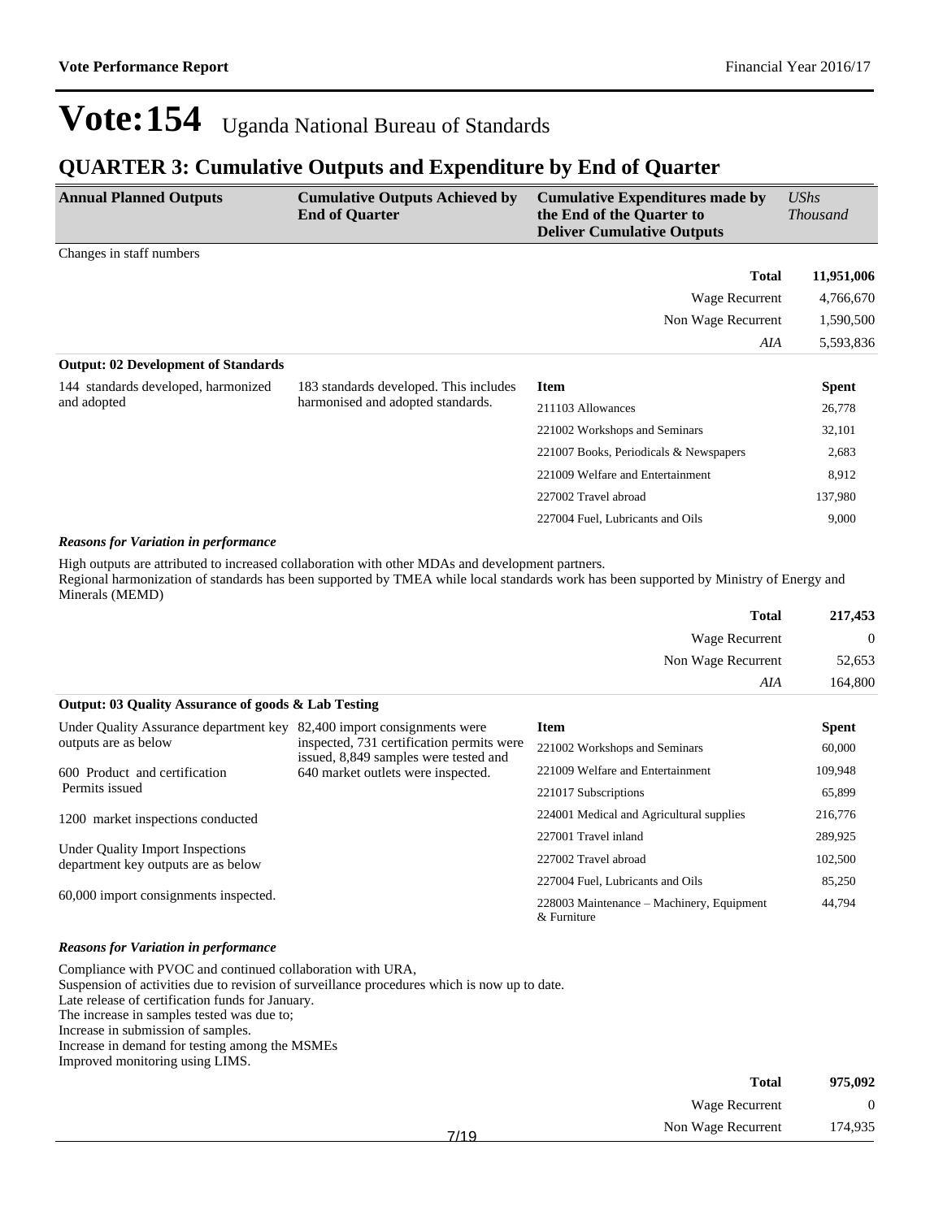# Vote:154 Uganda National Bureau of Standards

## QUARTER 3: Cumulative Outputs and Expenditure by End of Quarter

| Annual Planned Outputs | Cumulative Outputs Achieved by End of Quarter | Cumulative Expenditures made by the End of the Quarter to Deliver Cumulative Outputs | *UShs Thousand* |
|---|---|---|---|
| Changes in staff numbers | | | |
| | | **Total** | **11,951,006** |
| | | Wage Recurrent | 4,766,670 |
| | | Non Wage Recurrent | 1,590,500 |
| | | *AIA* | 5,593,836 |

**Output: 02 Development of Standards**

| Annual Planned Outputs | Cumulative Outputs Achieved by End of Quarter | Item | Spent |
|---|---|---|---|
| 144 standards developed, harmonized and adopted | 183 standards developed. This includes harmonised and adopted standards. | 211103 Allowances | 26,778 |
| | | 221002 Workshops and Seminars | 32,101 |
| | | 221007 Books, Periodicals & Newspapers | 2,683 |
| | | 221009 Welfare and Entertainment | 8,912 |
| | | 227002 Travel abroad | 137,980 |
| | | 227004 Fuel, Lubricants and Oils | 9,000 |

***Reasons for Variation in performance***

High outputs are attributed to increased collaboration with other MDAs and development partners.
Regional harmonization of standards has been supported by TMEA while local standards work has been supported by Ministry of Energy and Minerals (MEMD)

| | |
|---|---|
| **Total** | **217,453** |
| Wage Recurrent | 0 |
| Non Wage Recurrent | 52,653 |
| *AIA* | 164,800 |

**Output: 03 Quality Assurance of goods & Lab Testing**

| Annual Planned Outputs | Cumulative Outputs Achieved by End of Quarter | Item | Spent |
|---|---|---|---|
| Under Quality Assurance department key outputs are as below<br><br>600 Product and certification Permits issued<br><br>1200 market inspections conducted<br><br>Under Quality Import Inspections department key outputs are as below<br><br>60,000 import consignments inspected. | 82,400 import consignments were inspected, 731 certification permits were issued, 8,849 samples were tested and 640 market outlets were inspected. | 221002 Workshops and Seminars | 60,000 |
| | | 221009 Welfare and Entertainment | 109,948 |
| | | 221017 Subscriptions | 65,899 |
| | | 224001 Medical and Agricultural supplies | 216,776 |
| | | 227001 Travel inland | 289,925 |
| | | 227002 Travel abroad | 102,500 |
| | | 227004 Fuel, Lubricants and Oils | 85,250 |
| | | 228003 Maintenance – Machinery, Equipment & Furniture | 44,794 |

***Reasons for Variation in performance***

Compliance with PVOC and continued collaboration with URA,
Suspension of activities due to revision of surveillance procedures which is now up to date.
Late release of certification funds for January.
The increase in samples tested was due to;
Increase in submission of samples.
Increase in demand for testing among the MSMEs
Improved monitoring using LIMS.

| | |
|---|---|
| **Total** | **975,092** |
| Wage Recurrent | 0 |
| Non Wage Recurrent | 174,935 |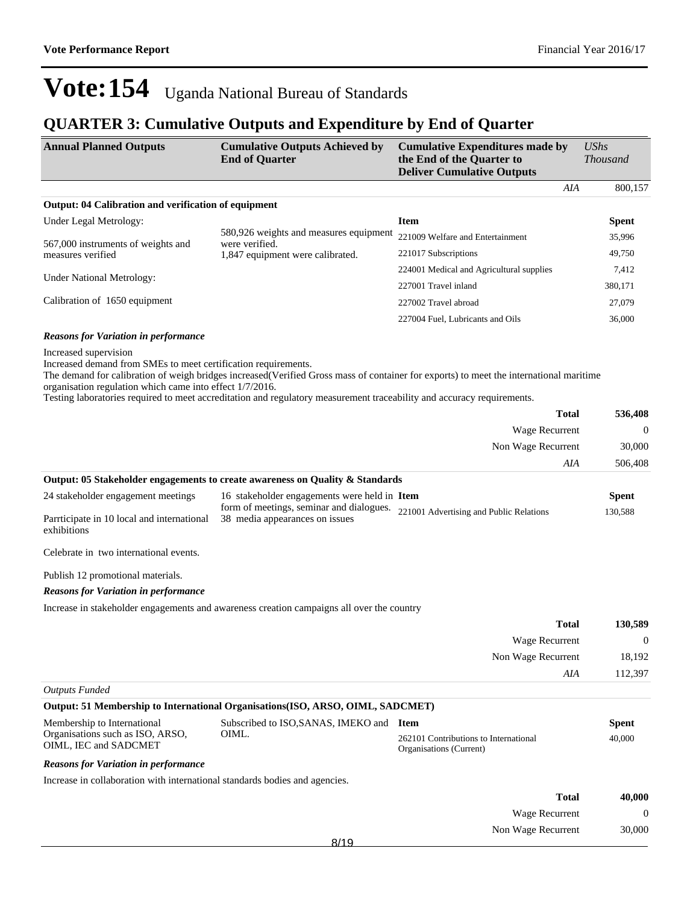# Vote:154 Uganda National Bureau of Standards

## QUARTER 3: Cumulative Outputs and Expenditure by End of Quarter

| Annual Planned Outputs | Cumulative Outputs Achieved by End of Quarter | Cumulative Expenditures made by the End of the Quarter to Deliver Cumulative Outputs | *UShs Thousand* |
|---|---|---|---|
| | | *AIA* | 800,157 |

**Output: 04 Calibration and verification of equipment**

| Annual Planned Outputs | Cumulative Outputs Achieved by End of Quarter | Item | Spent |
|---|---|---|---|
| Under Legal Metrology:<br><br>567,000 instruments of weights and measures verified<br><br>Under National Metrology:<br><br>Calibration of 1650 equipment | 580,926 weights and measures equipment were verified.<br>1,847 equipment were calibrated. | 221009 Welfare and Entertainment | 35,996 |
| | | 221017 Subscriptions | 49,750 |
| | | 224001 Medical and Agricultural supplies | 7,412 |
| | | 227001 Travel inland | 380,171 |
| | | 227002 Travel abroad | 27,079 |
| | | 227004 Fuel, Lubricants and Oils | 36,000 |

***Reasons for Variation in performance***

Increased supervision
Increased demand from SMEs to meet certification requirements.
The demand for calibration of weigh bridges increased(Verified Gross mass of container for exports) to meet the international maritime organisation regulation which came into effect 1/7/2016.
Testing laboratories required to meet accreditation and regulatory measurement traceability and accuracy requirements.

| | |
|---|---|
| **Total** | **536,408** |
| Wage Recurrent | 0 |
| Non Wage Recurrent | 30,000 |
| *AIA* | 506,408 |

**Output: 05 Stakeholder engagements to create awareness on Quality & Standards**

| Annual Planned Outputs | Cumulative Outputs Achieved by End of Quarter | Item | Spent |
|---|---|---|---|
| 24 stakeholder engagement meetings<br><br>Parrticipate in 10 local and international exhibitions<br><br>Celebrate in two international events.<br><br>Publish 12 promotional materials. | 16 stakeholder engagements were held in form of meetings, seminar and dialogues.<br>38 media appearances on issues | 221001 Advertising and Public Relations | 130,588 |

***Reasons for Variation in performance***

Increase in stakeholder engagements and awareness creation campaigns all over the country

| | |
|---|---|
| **Total** | **130,589** |
| Wage Recurrent | 0 |
| Non Wage Recurrent | 18,192 |
| *AIA* | 112,397 |

*Outputs Funded*

**Output: 51 Membership to International Organisations(ISO, ARSO, OIML, SADCMET)**

| Annual Planned Outputs | Cumulative Outputs Achieved by End of Quarter | Item | Spent |
|---|---|---|---|
| Membership to International Organisations such as ISO, ARSO, OIML, IEC and SADCMET | Subscribed to ISO,SANAS, IMEKO and OIML. | 262101 Contributions to International Organisations (Current) | 40,000 |

***Reasons for Variation in performance***

Increase in collaboration with international standards bodies and agencies.

| | |
|---|---|
| **Total** | **40,000** |
| Wage Recurrent | 0 |
| Non Wage Recurrent | 30,000 |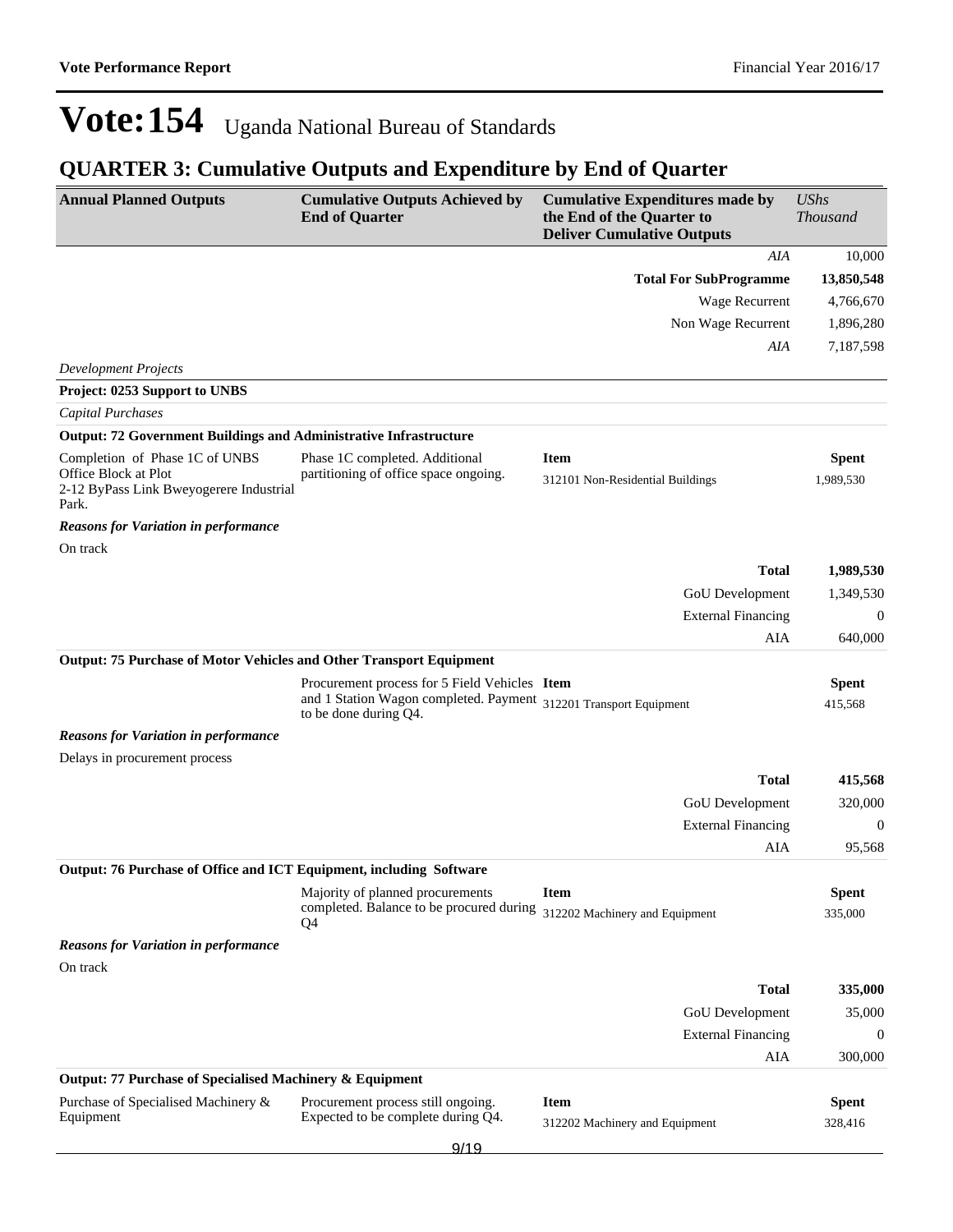# Vote:154 Uganda National Bureau of Standards

## QUARTER 3: Cumulative Outputs and Expenditure by End of Quarter

| Annual Planned Outputs | Cumulative Outputs Achieved by End of Quarter | Cumulative Expenditures made by the End of the Quarter to Deliver Cumulative Outputs | *UShs Thousand* |
|---|---|---|---|
| | | *AIA* | 10,000 |
| | | **Total For SubProgramme** | **13,850,548** |
| | | Wage Recurrent | 4,766,670 |
| | | Non Wage Recurrent | 1,896,280 |
| | | *AIA* | 7,187,598 |
| *Development Projects* | | | |
| **Project: 0253 Support to UNBS** | | | |
| *Capital Purchases* | | | |
| **Output: 72 Government Buildings and Administrative Infrastructure** | | | |
| Completion of Phase 1C of UNBS Office Block at Plot 2-12 ByPass Link Bweyogerere Industrial Park. | Phase 1C completed. Additional partitioning of office space ongoing. | **Item** | **Spent** |
| | | 312101 Non-Residential Buildings | 1,989,530 |
| ***Reasons for Variation in performance*** | | | |
| On track | | | |
| | | **Total** | **1,989,530** |
| | | GoU Development | 1,349,530 |
| | | External Financing | 0 |
| | | AIA | 640,000 |
| **Output: 75 Purchase of Motor Vehicles and Other Transport Equipment** | | | |
| | Procurement process for 5 Field Vehicles and 1 Station Wagon completed. Payment to be done during Q4. | **Item** | **Spent** |
| | | 312201 Transport Equipment | 415,568 |
| ***Reasons for Variation in performance*** | | | |
| Delays in procurement process | | | |
| | | **Total** | **415,568** |
| | | GoU Development | 320,000 |
| | | External Financing | 0 |
| | | AIA | 95,568 |
| **Output: 76 Purchase of Office and ICT Equipment, including Software** | | | |
| | Majority of planned procurements completed. Balance to be procured during Q4 | **Item** | **Spent** |
| | | 312202 Machinery and Equipment | 335,000 |
| ***Reasons for Variation in performance*** | | | |
| On track | | | |
| | | **Total** | **335,000** |
| | | GoU Development | 35,000 |
| | | External Financing | 0 |
| | | AIA | 300,000 |
| **Output: 77 Purchase of Specialised Machinery & Equipment** | | | |
| Purchase of Specialised Machinery & Equipment | Procurement process still ongoing. Expected to be complete during Q4. | **Item** | **Spent** |
| | | 312202 Machinery and Equipment | 328,416 |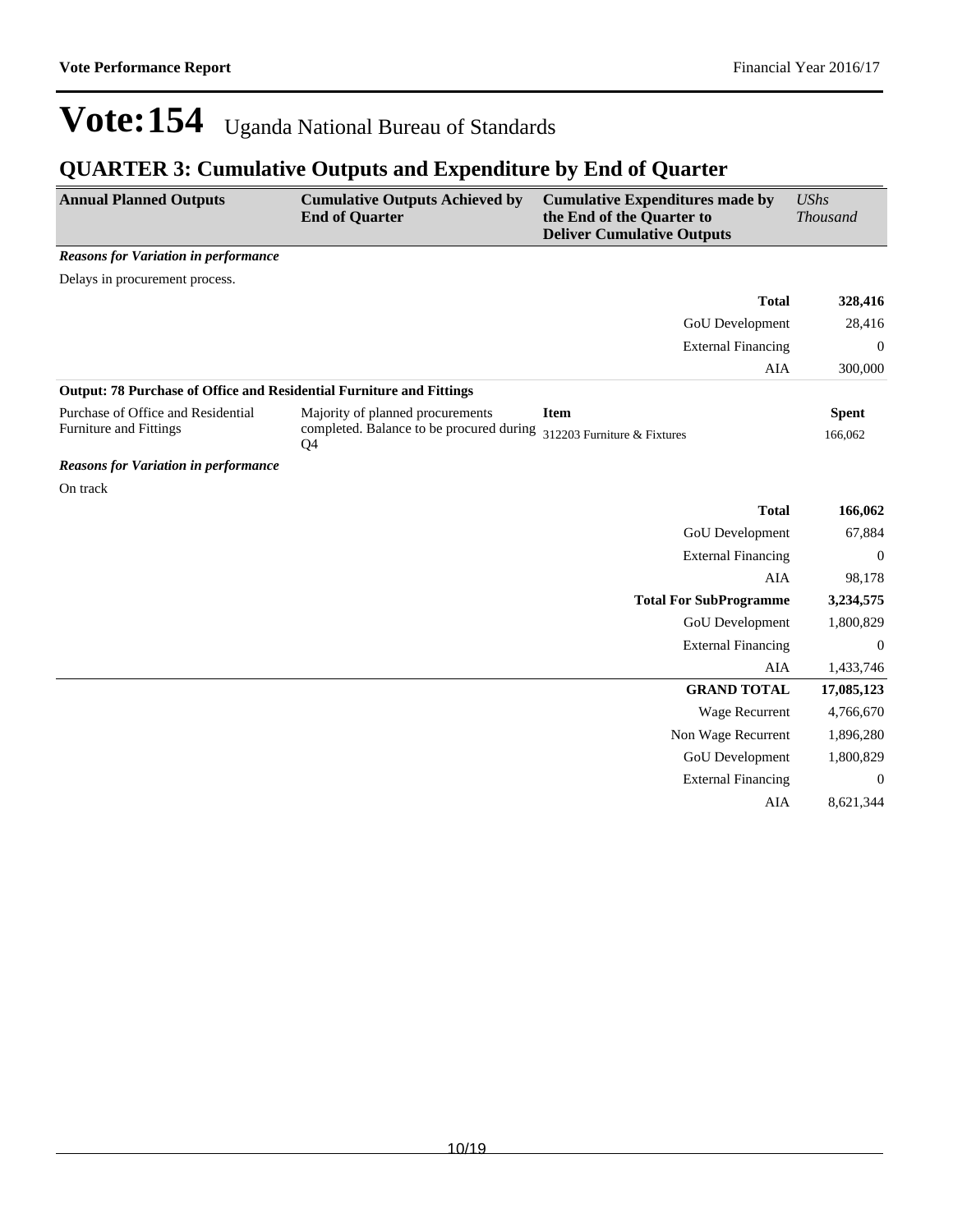# Vote:154 Uganda National Bureau of Standards

## QUARTER 3: Cumulative Outputs and Expenditure by End of Quarter

| Annual Planned Outputs | Cumulative Outputs Achieved by End of Quarter | Cumulative Expenditures made by the End of the Quarter to Deliver Cumulative Outputs | *UShs Thousand* |
|---|---|---|---|

***Reasons for Variation in performance***

Delays in procurement process.

| | |
|---|---|
| **Total** | **328,416** |
| GoU Development | 28,416 |
| External Financing | 0 |
| AIA | 300,000 |

**Output: 78 Purchase of Office and Residential Furniture and Fittings**

| Annual Planned Outputs | Cumulative Outputs Achieved by End of Quarter | Item | Spent |
|---|---|---|---|
| Purchase of Office and Residential Furniture and Fittings | Majority of planned procurements completed. Balance to be procured during Q4 | 312203 Furniture & Fixtures | 166,062 |

***Reasons for Variation in performance***

On track

| | |
|---|---|
| **Total** | **166,062** |
| GoU Development | 67,884 |
| External Financing | 0 |
| AIA | 98,178 |
| **Total For SubProgramme** | **3,234,575** |
| GoU Development | 1,800,829 |
| External Financing | 0 |
| AIA | 1,433,746 |
| **GRAND TOTAL** | **17,085,123** |
| Wage Recurrent | 4,766,670 |
| Non Wage Recurrent | 1,896,280 |
| GoU Development | 1,800,829 |
| External Financing | 0 |
| AIA | 8,621,344 |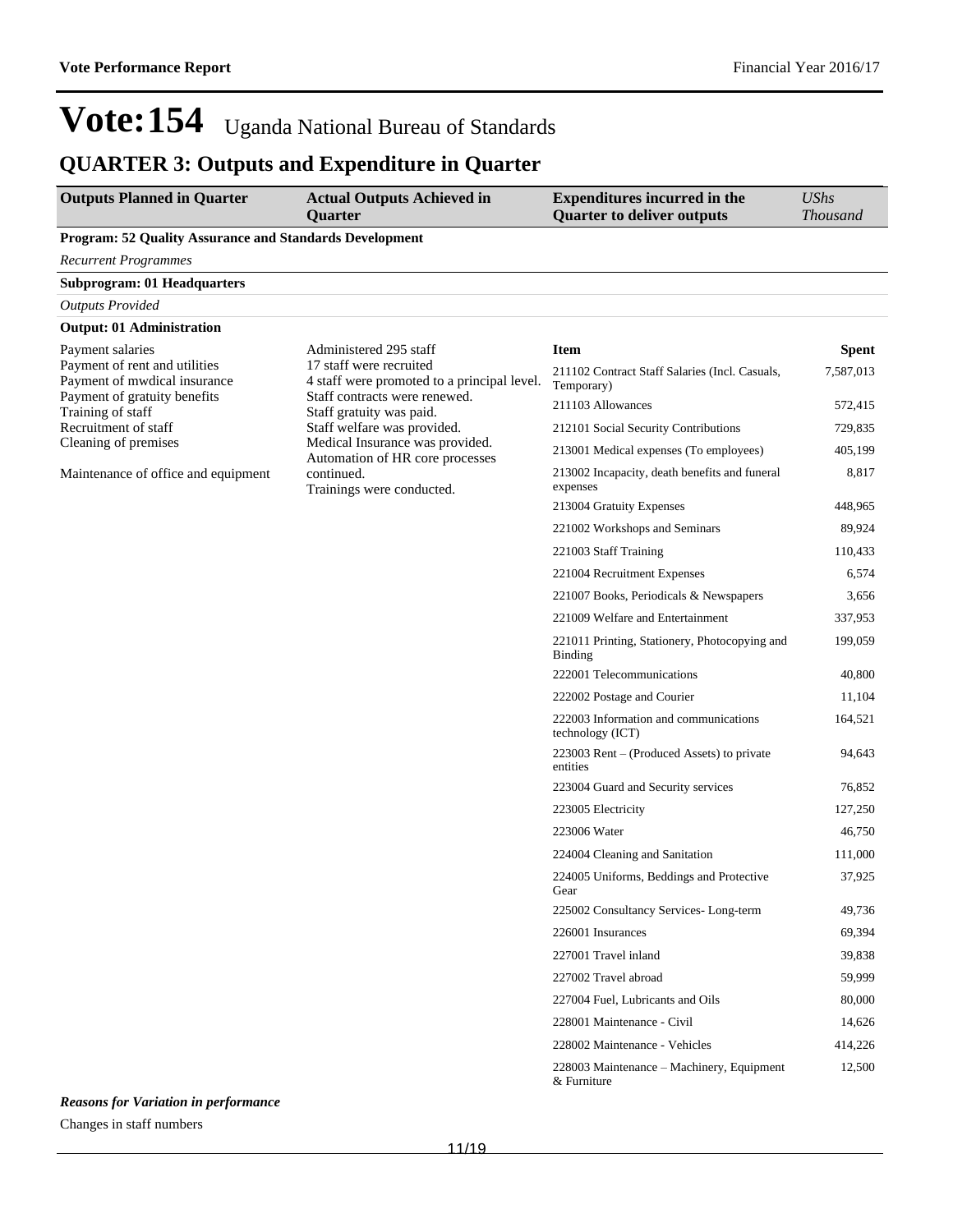# Vote:154 Uganda National Bureau of Standards

## QUARTER 3: Outputs and Expenditure in Quarter

| Outputs Planned in Quarter | Actual Outputs Achieved in Quarter | Expenditures incurred in the Quarter to deliver outputs | *UShs Thousand* |
|---|---|---|---|
| **Program: 52 Quality Assurance and Standards Development** | | | |
| *Recurrent Programmes* | | | |
| **Subprogram: 01 Headquarters** | | | |
| *Outputs Provided* | | | |
| **Output: 01 Administration** | | | |
| Payment salaries<br>Payment of rent and utilities<br>Payment of mwdical insurance<br>Payment of gratuity benefits<br>Training of staff<br>Recruitment of staff<br>Cleaning of premises<br><br>Maintenance of office and equipment | Administered 295 staff<br>17 staff were recruited<br>4 staff were promoted to a principal level.<br>Staff contracts were renewed.<br>Staff gratuity was paid.<br>Staff welfare was provided.<br>Medical Insurance was provided.<br>Automation of HR core processes continued.<br>Trainings were conducted. | **Item** | **Spent** |
| | | 211102 Contract Staff Salaries (Incl. Casuals, Temporary) | 7,587,013 |
| | | 211103 Allowances | 572,415 |
| | | 212101 Social Security Contributions | 729,835 |
| | | 213001 Medical expenses (To employees) | 405,199 |
| | | 213002 Incapacity, death benefits and funeral expenses | 8,817 |
| | | 213004 Gratuity Expenses | 448,965 |
| | | 221002 Workshops and Seminars | 89,924 |
| | | 221003 Staff Training | 110,433 |
| | | 221004 Recruitment Expenses | 6,574 |
| | | 221007 Books, Periodicals & Newspapers | 3,656 |
| | | 221009 Welfare and Entertainment | 337,953 |
| | | 221011 Printing, Stationery, Photocopying and Binding | 199,059 |
| | | 222001 Telecommunications | 40,800 |
| | | 222002 Postage and Courier | 11,104 |
| | | 222003 Information and communications technology (ICT) | 164,521 |
| | | 223003 Rent – (Produced Assets) to private entities | 94,643 |
| | | 223004 Guard and Security services | 76,852 |
| | | 223005 Electricity | 127,250 |
| | | 223006 Water | 46,750 |
| | | 224004 Cleaning and Sanitation | 111,000 |
| | | 224005 Uniforms, Beddings and Protective Gear | 37,925 |
| | | 225002 Consultancy Services- Long-term | 49,736 |
| | | 226001 Insurances | 69,394 |
| | | 227001 Travel inland | 39,838 |
| | | 227002 Travel abroad | 59,999 |
| | | 227004 Fuel, Lubricants and Oils | 80,000 |
| | | 228001 Maintenance - Civil | 14,626 |
| | | 228002 Maintenance - Vehicles | 414,226 |
| | | 228003 Maintenance – Machinery, Equipment & Furniture | 12,500 |

***Reasons for Variation in performance***

Changes in staff numbers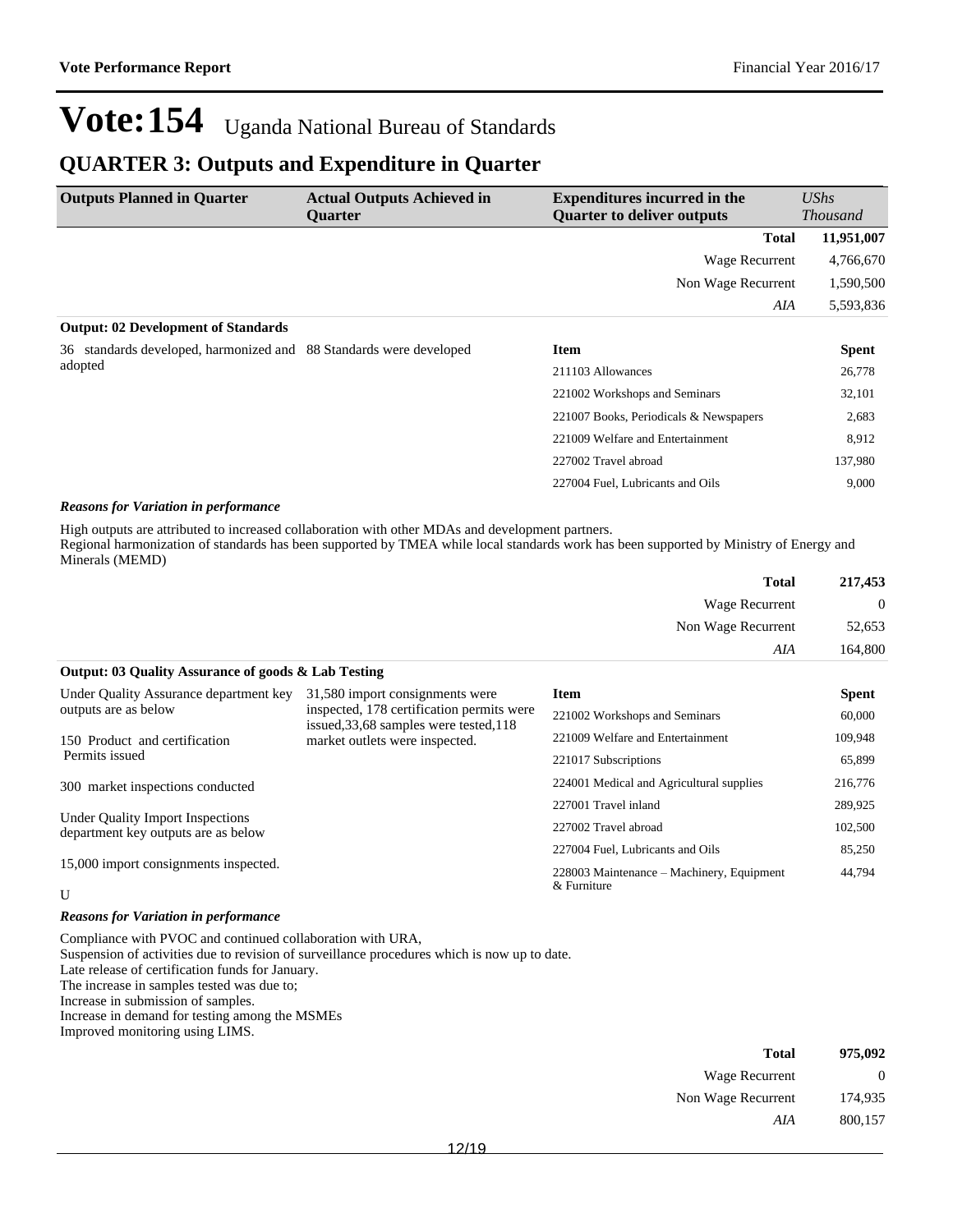# Vote:154 Uganda National Bureau of Standards

## QUARTER 3: Outputs and Expenditure in Quarter

| Outputs Planned in Quarter | Actual Outputs Achieved in Quarter | Expenditures incurred in the Quarter to deliver outputs | *UShs Thousand* |
|---|---|---|---|
| | | **Total** | **11,951,007** |
| | | Wage Recurrent | 4,766,670 |
| | | Non Wage Recurrent | 1,590,500 |
| | | *AIA* | 5,593,836 |

**Output: 02 Development of Standards**

| Outputs Planned in Quarter | Actual Outputs Achieved in Quarter | Item | Spent |
|---|---|---|---|
| 36 standards developed, harmonized and adopted | 88 Standards were developed | 211103 Allowances | 26,778 |
| | | 221002 Workshops and Seminars | 32,101 |
| | | 221007 Books, Periodicals & Newspapers | 2,683 |
| | | 221009 Welfare and Entertainment | 8,912 |
| | | 227002 Travel abroad | 137,980 |
| | | 227004 Fuel, Lubricants and Oils | 9,000 |

***Reasons for Variation in performance***

High outputs are attributed to increased collaboration with other MDAs and development partners.
Regional harmonization of standards has been supported by TMEA while local standards work has been supported by Ministry of Energy and Minerals (MEMD)

| | |
|---|---|
| **Total** | **217,453** |
| Wage Recurrent | 0 |
| Non Wage Recurrent | 52,653 |
| *AIA* | 164,800 |

**Output: 03 Quality Assurance of goods & Lab Testing**

| Outputs Planned in Quarter | Actual Outputs Achieved in Quarter | Item | Spent |
|---|---|---|---|
| Under Quality Assurance department key outputs are as below<br><br>150 Product and certification Permits issued<br><br>300 market inspections conducted<br><br>Under Quality Import Inspections department key outputs are as below<br><br>15,000 import consignments inspected.<br><br>U | 31,580 import consignments were inspected, 178 certification permits were issued,33,68 samples were tested,118 market outlets were inspected. | 221002 Workshops and Seminars | 60,000 |
| | | 221009 Welfare and Entertainment | 109,948 |
| | | 221017 Subscriptions | 65,899 |
| | | 224001 Medical and Agricultural supplies | 216,776 |
| | | 227001 Travel inland | 289,925 |
| | | 227002 Travel abroad | 102,500 |
| | | 227004 Fuel, Lubricants and Oils | 85,250 |
| | | 228003 Maintenance – Machinery, Equipment & Furniture | 44,794 |

***Reasons for Variation in performance***

Compliance with PVOC and continued collaboration with URA,
Suspension of activities due to revision of surveillance procedures which is now up to date.
Late release of certification funds for January.
The increase in samples tested was due to;
Increase in submission of samples.
Increase in demand for testing among the MSMEs
Improved monitoring using LIMS.

| | |
|---|---|
| **Total** | **975,092** |
| Wage Recurrent | 0 |
| Non Wage Recurrent | 174,935 |
| *AIA* | 800,157 |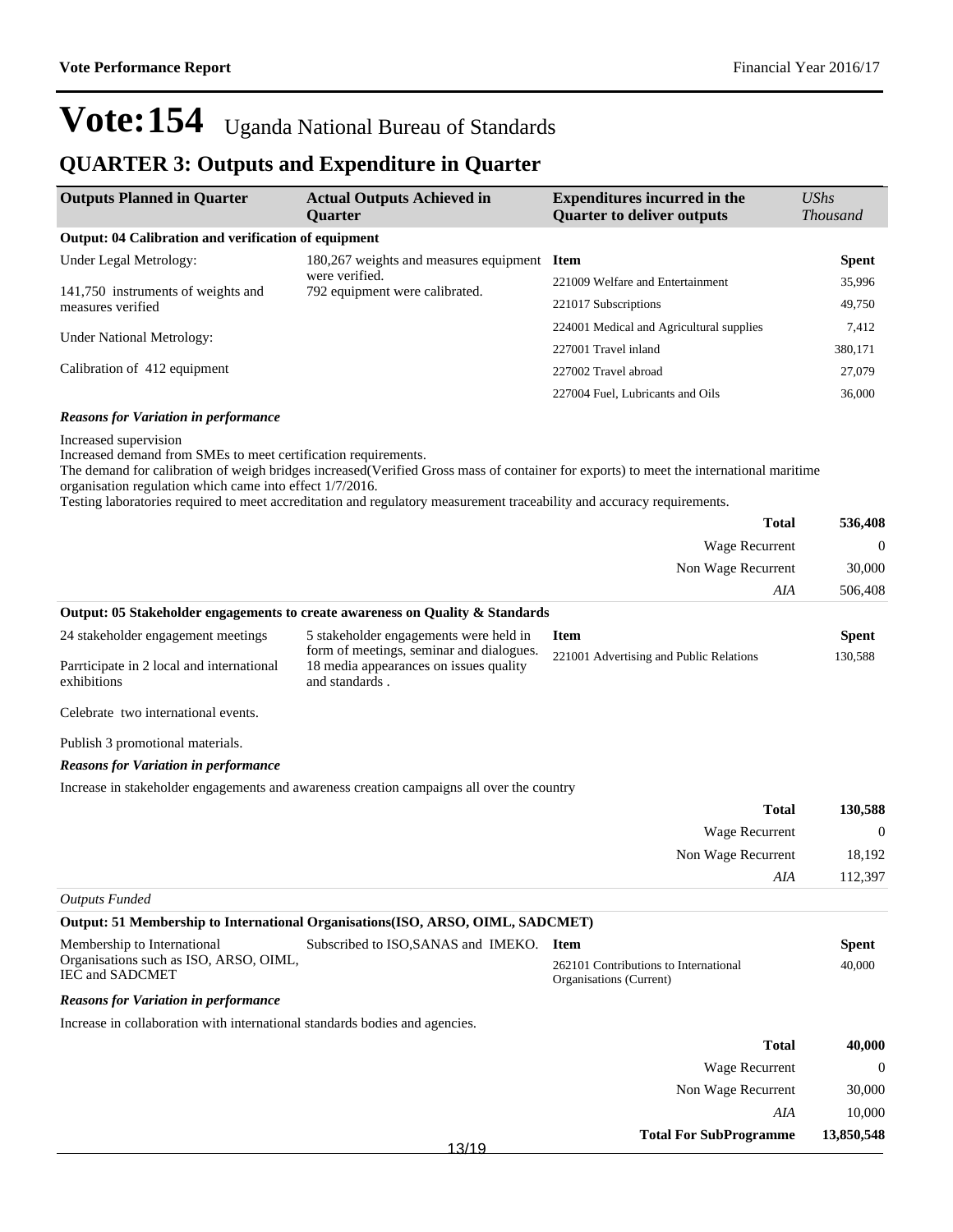# Vote:154 Uganda National Bureau of Standards

## QUARTER 3: Outputs and Expenditure in Quarter

| Outputs Planned in Quarter | Actual Outputs Achieved in Quarter | Expenditures incurred in the Quarter to deliver outputs | *UShs Thousand* |
|---|---|---|---|

**Output: 04 Calibration and verification of equipment**

| Outputs Planned in Quarter | Actual Outputs Achieved in Quarter | Item | Spent |
|---|---|---|---|
| Under Legal Metrology:<br><br>141,750 instruments of weights and measures verified<br><br>Under National Metrology:<br><br>Calibration of 412 equipment | 180,267 weights and measures equipment were verified.<br>792 equipment were calibrated. | 221009 Welfare and Entertainment | 35,996 |
| | | 221017 Subscriptions | 49,750 |
| | | 224001 Medical and Agricultural supplies | 7,412 |
| | | 227001 Travel inland | 380,171 |
| | | 227002 Travel abroad | 27,079 |
| | | 227004 Fuel, Lubricants and Oils | 36,000 |

***Reasons for Variation in performance***

Increased supervision
Increased demand from SMEs to meet certification requirements.
The demand for calibration of weigh bridges increased(Verified Gross mass of container for exports) to meet the international maritime organisation regulation which came into effect 1/7/2016.
Testing laboratories required to meet accreditation and regulatory measurement traceability and accuracy requirements.

| | |
|---|---|
| **Total** | **536,408** |
| Wage Recurrent | 0 |
| Non Wage Recurrent | 30,000 |
| *AIA* | 506,408 |

**Output: 05 Stakeholder engagements to create awareness on Quality & Standards**

| Outputs Planned in Quarter | Actual Outputs Achieved in Quarter | Item | Spent |
|---|---|---|---|
| 24 stakeholder engagement meetings<br><br>Parrticipate in 2 local and international exhibitions<br><br>Celebrate two international events.<br><br>Publish 3 promotional materials. | 5 stakeholder engagements were held in form of meetings, seminar and dialogues.<br>18 media appearances on issues quality and standards . | 221001 Advertising and Public Relations | 130,588 |

***Reasons for Variation in performance***

Increase in stakeholder engagements and awareness creation campaigns all over the country

| | |
|---|---|
| **Total** | **130,588** |
| Wage Recurrent | 0 |
| Non Wage Recurrent | 18,192 |
| *AIA* | 112,397 |

*Outputs Funded*

**Output: 51 Membership to International Organisations(ISO, ARSO, OIML, SADCMET)**

| Outputs Planned in Quarter | Actual Outputs Achieved in Quarter | Item | Spent |
|---|---|---|---|
| Membership to International Organisations such as ISO, ARSO, OIML, IEC and SADCMET | Subscribed to ISO,SANAS and IMEKO. | 262101 Contributions to International Organisations (Current) | 40,000 |

***Reasons for Variation in performance***

Increase in collaboration with international standards bodies and agencies.

| | |
|---|---|
| **Total** | **40,000** |
| Wage Recurrent | 0 |
| Non Wage Recurrent | 30,000 |
| *AIA* | 10,000 |
| **Total For SubProgramme** | **13,850,548** |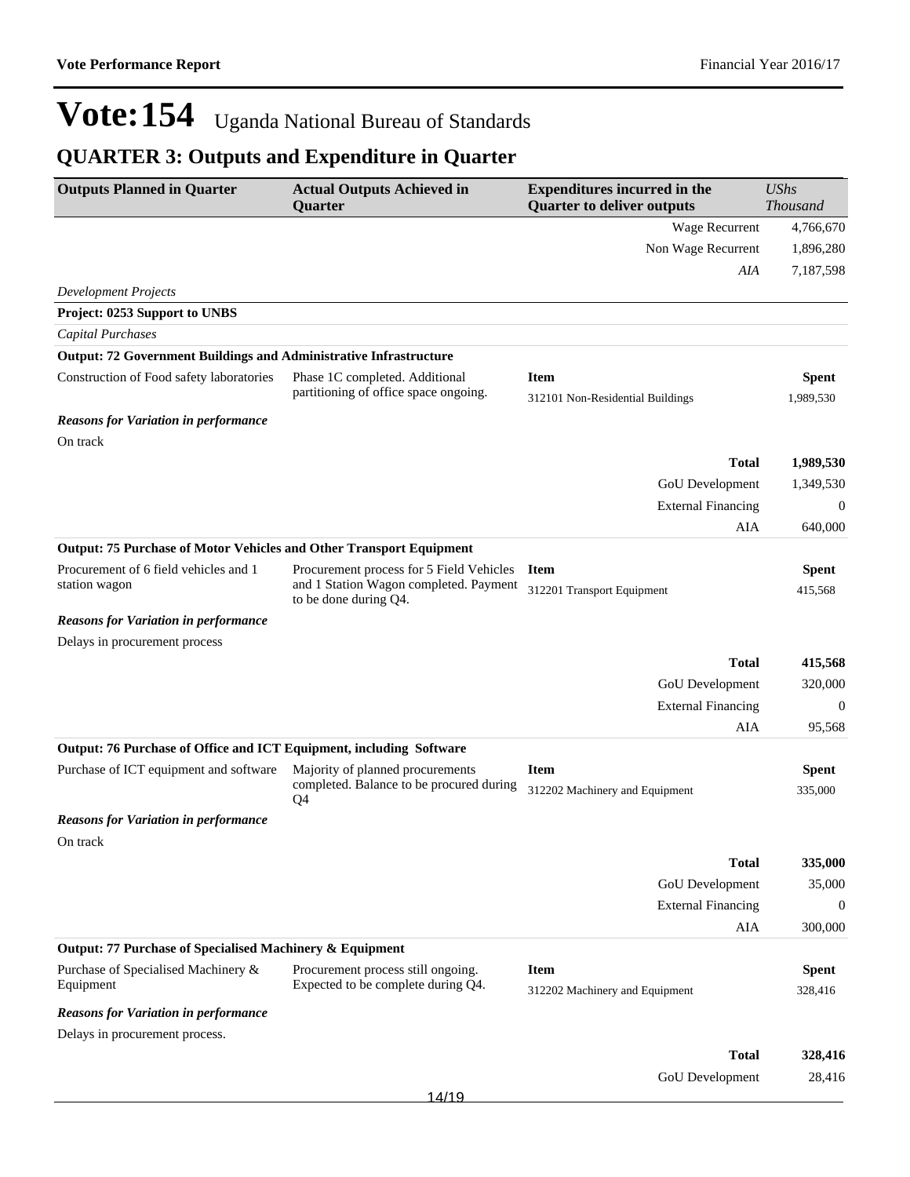# Vote:154 Uganda National Bureau of Standards

## QUARTER 3: Outputs and Expenditure in Quarter

| Outputs Planned in Quarter | Actual Outputs Achieved in Quarter | Expenditures incurred in the Quarter to deliver outputs | *UShs Thousand* |
|---|---|---|---|
| | | Wage Recurrent | 4,766,670 |
| | | Non Wage Recurrent | 1,896,280 |
| | | *AIA* | 7,187,598 |
| *Development Projects* | | | |
| **Project: 0253 Support to UNBS** | | | |
| *Capital Purchases* | | | |
| **Output: 72 Government Buildings and Administrative Infrastructure** | | | |
| Construction of Food safety laboratories | Phase 1C completed. Additional partitioning of office space ongoing. | **Item** | **Spent** |
| | | 312101 Non-Residential Buildings | 1,989,530 |
| ***Reasons for Variation in performance*** | | | |
| On track | | | |
| | | **Total** | **1,989,530** |
| | | GoU Development | 1,349,530 |
| | | External Financing | 0 |
| | | AIA | 640,000 |
| **Output: 75 Purchase of Motor Vehicles and Other Transport Equipment** | | | |
| Procurement of 6 field vehicles and 1 station wagon | Procurement process for 5 Field Vehicles and 1 Station Wagon completed. Payment to be done during Q4. | **Item** | **Spent** |
| | | 312201 Transport Equipment | 415,568 |
| ***Reasons for Variation in performance*** | | | |
| Delays in procurement process | | | |
| | | **Total** | **415,568** |
| | | GoU Development | 320,000 |
| | | External Financing | 0 |
| | | AIA | 95,568 |
| **Output: 76 Purchase of Office and ICT Equipment, including Software** | | | |
| Purchase of ICT equipment and software | Majority of planned procurements completed. Balance to be procured during Q4 | **Item** | **Spent** |
| | | 312202 Machinery and Equipment | 335,000 |
| ***Reasons for Variation in performance*** | | | |
| On track | | | |
| | | **Total** | **335,000** |
| | | GoU Development | 35,000 |
| | | External Financing | 0 |
| | | AIA | 300,000 |
| **Output: 77 Purchase of Specialised Machinery & Equipment** | | | |
| Purchase of Specialised Machinery & Equipment | Procurement process still ongoing. Expected to be complete during Q4. | **Item** | **Spent** |
| | | 312202 Machinery and Equipment | 328,416 |
| ***Reasons for Variation in performance*** | | | |
| Delays in procurement process. | | | |
| | | **Total** | **328,416** |
| | | GoU Development | 28,416 |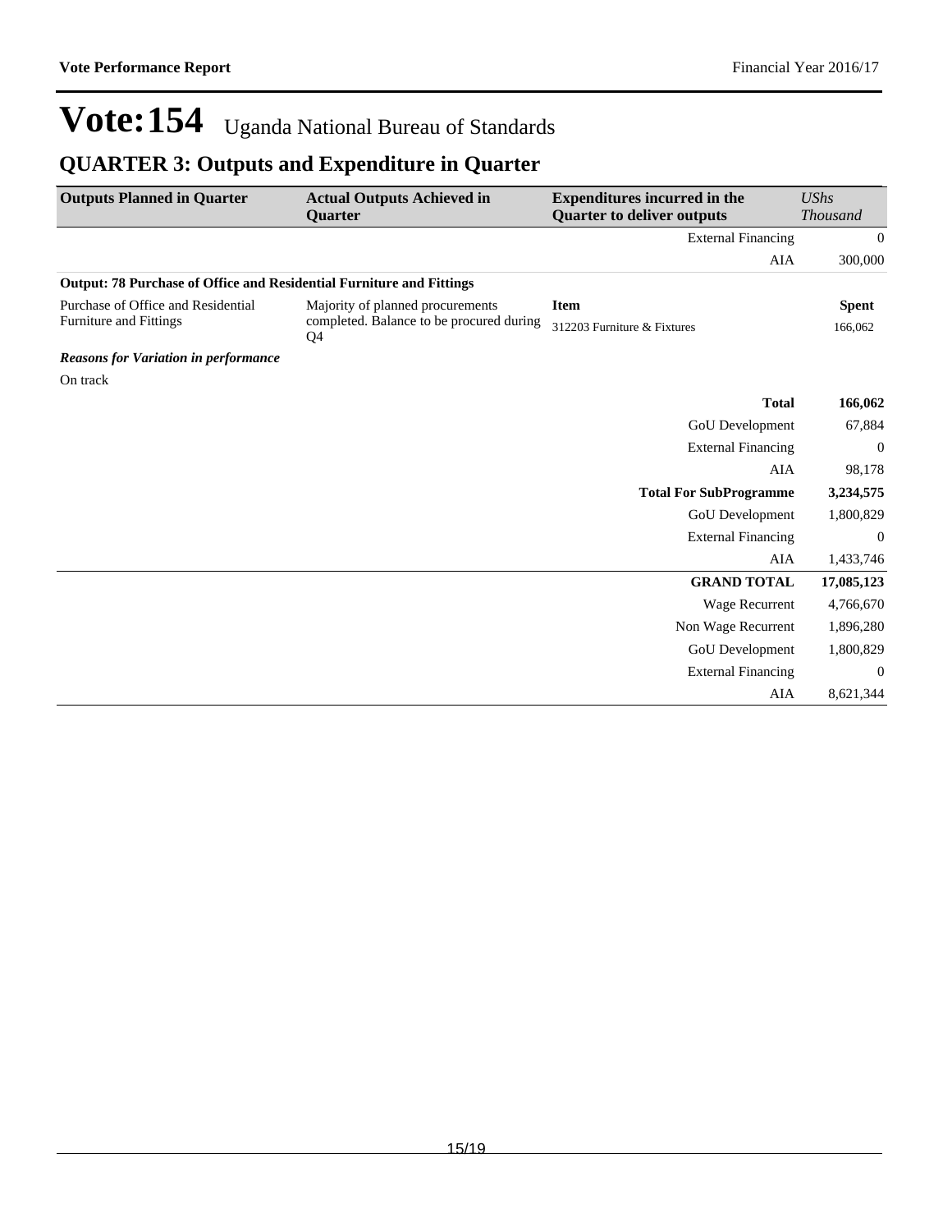# Vote:154 Uganda National Bureau of Standards

## QUARTER 3: Outputs and Expenditure in Quarter

| Outputs Planned in Quarter | Actual Outputs Achieved in Quarter | Expenditures incurred in the Quarter to deliver outputs | *UShs Thousand* |
|---|---|---|---|
| | | External Financing | 0 |
| | | AIA | 300,000 |
| **Output: 78 Purchase of Office and Residential Furniture and Fittings** | | | |
| Purchase of Office and Residential Furniture and Fittings | Majority of planned procurements completed. Balance to be procured during Q4 | **Item** | **Spent** |
| | | 312203 Furniture & Fixtures | 166,062 |
| ***Reasons for Variation in performance*** | | | |
| On track | | | |
| | | **Total** | **166,062** |
| | | GoU Development | 67,884 |
| | | External Financing | 0 |
| | | AIA | 98,178 |
| | | **Total For SubProgramme** | **3,234,575** |
| | | GoU Development | 1,800,829 |
| | | External Financing | 0 |
| | | AIA | 1,433,746 |
| | | **GRAND TOTAL** | **17,085,123** |
| | | Wage Recurrent | 4,766,670 |
| | | Non Wage Recurrent | 1,896,280 |
| | | GoU Development | 1,800,829 |
| | | External Financing | 0 |
| | | AIA | 8,621,344 |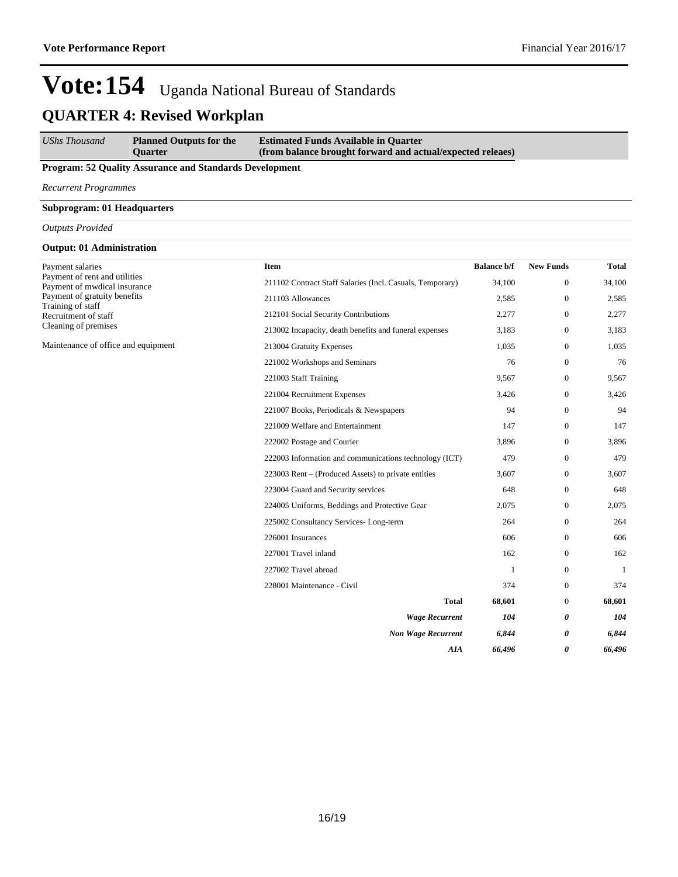# Vote:154 Uganda National Bureau of Standards

## QUARTER 4: Revised Workplan

| *UShs Thousand* | **Planned Outputs for the Quarter** | **Estimated Funds Available in Quarter (from balance brought forward and actual/expected releaes)** |
|---|---|---|

**Program: 52 Quality Assurance and Standards Development**

*Recurrent Programmes*

**Subprogram: 01 Headquarters**

*Outputs Provided*

**Output: 01 Administration**

| Planned Outputs | Item | Balance b/f | New Funds | Total |
|---|---|---|---|---|
| Payment salaries<br>Payment of rent and utilities<br>Payment of mwdical insurance<br>Payment of gratuity benefits<br>Training of staff<br>Recruitment of staff<br>Cleaning of premises<br><br>Maintenance of office and equipment | 211102 Contract Staff Salaries (Incl. Casuals, Temporary) | 34,100 | 0 | 34,100 |
| | 211103 Allowances | 2,585 | 0 | 2,585 |
| | 212101 Social Security Contributions | 2,277 | 0 | 2,277 |
| | 213002 Incapacity, death benefits and funeral expenses | 3,183 | 0 | 3,183 |
| | 213004 Gratuity Expenses | 1,035 | 0 | 1,035 |
| | 221002 Workshops and Seminars | 76 | 0 | 76 |
| | 221003 Staff Training | 9,567 | 0 | 9,567 |
| | 221004 Recruitment Expenses | 3,426 | 0 | 3,426 |
| | 221007 Books, Periodicals & Newspapers | 94 | 0 | 94 |
| | 221009 Welfare and Entertainment | 147 | 0 | 147 |
| | 222002 Postage and Courier | 3,896 | 0 | 3,896 |
| | 222003 Information and communications technology (ICT) | 479 | 0 | 479 |
| | 223003 Rent – (Produced Assets) to private entities | 3,607 | 0 | 3,607 |
| | 223004 Guard and Security services | 648 | 0 | 648 |
| | 224005 Uniforms, Beddings and Protective Gear | 2,075 | 0 | 2,075 |
| | 225002 Consultancy Services- Long-term | 264 | 0 | 264 |
| | 226001 Insurances | 606 | 0 | 606 |
| | 227001 Travel inland | 162 | 0 | 162 |
| | 227002 Travel abroad | 1 | 0 | 1 |
| | 228001 Maintenance - Civil | 374 | 0 | 374 |
| | **Total** | **68,601** | 0 | **68,601** |
| | ***Wage Recurrent*** | ***104*** | ***0*** | ***104*** |
| | ***Non Wage Recurrent*** | ***6,844*** | ***0*** | ***6,844*** |
| | ***AIA*** | ***66,496*** | ***0*** | ***66,496*** |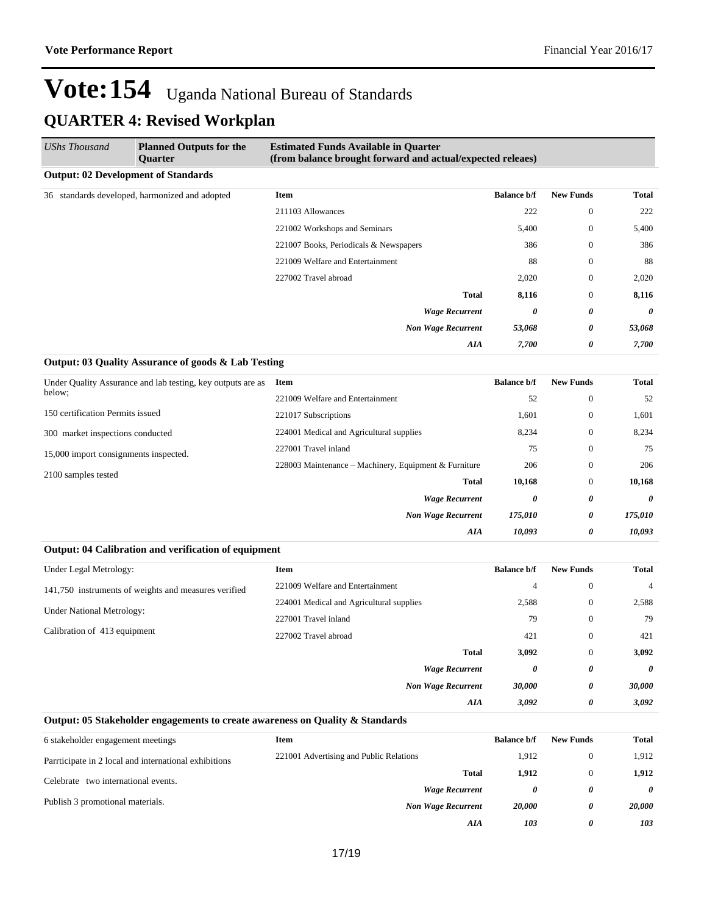**Vote Performance Report** Financial Year 2016/17

# Vote:154 Uganda National Bureau of Standards

## QUARTER 4: Revised Workplan

| *UShs Thousand* | **Planned Outputs for the Quarter** | **Estimated Funds Available in Quarter (from balance brought forward and actual/expected releaes)** | | | |
|---|---|---|---|---|---|

### Output: 02 Development of Standards

| Planned Outputs | Item | Balance b/f | New Funds | Total |
|---|---|---|---|---|
| 36 standards developed, harmonized and adopted | 211103 Allowances | 222 | 0 | 222 |
| | 221002 Workshops and Seminars | 5,400 | 0 | 5,400 |
| | 221007 Books, Periodicals & Newspapers | 386 | 0 | 386 |
| | 221009 Welfare and Entertainment | 88 | 0 | 88 |
| | 227002 Travel abroad | 2,020 | 0 | 2,020 |
| | **Total** | **8,116** | 0 | **8,116** |
| | ***Wage Recurrent*** | ***0*** | ***0*** | ***0*** |
| | ***Non Wage Recurrent*** | ***53,068*** | ***0*** | ***53,068*** |
| | ***AIA*** | ***7,700*** | ***0*** | ***7,700*** |

### Output: 03 Quality Assurance of goods & Lab Testing

| Planned Outputs | Item | Balance b/f | New Funds | Total |
|---|---|---|---|---|
| Under Quality Assurance and lab testing, key outputs are as below; | 221009 Welfare and Entertainment | 52 | 0 | 52 |
| 150 certification Permits issued | 221017 Subscriptions | 1,601 | 0 | 1,601 |
| 300 market inspections conducted | 224001 Medical and Agricultural supplies | 8,234 | 0 | 8,234 |
| 15,000 import consignments inspected. | 227001 Travel inland | 75 | 0 | 75 |
| 2100 samples tested | 228003 Maintenance – Machinery, Equipment & Furniture | 206 | 0 | 206 |
| | **Total** | **10,168** | 0 | **10,168** |
| | ***Wage Recurrent*** | ***0*** | ***0*** | ***0*** |
| | ***Non Wage Recurrent*** | ***175,010*** | ***0*** | ***175,010*** |
| | ***AIA*** | ***10,093*** | ***0*** | ***10,093*** |

### Output: 04 Calibration and verification of equipment

| Planned Outputs | Item | Balance b/f | New Funds | Total |
|---|---|---|---|---|
| Under Legal Metrology: | 221009 Welfare and Entertainment | 4 | 0 | 4 |
| 141,750 instruments of weights and measures verified | 224001 Medical and Agricultural supplies | 2,588 | 0 | 2,588 |
| Under National Metrology: | 227001 Travel inland | 79 | 0 | 79 |
| Calibration of 413 equipment | 227002 Travel abroad | 421 | 0 | 421 |
| | **Total** | **3,092** | 0 | **3,092** |
| | ***Wage Recurrent*** | ***0*** | ***0*** | ***0*** |
| | ***Non Wage Recurrent*** | ***30,000*** | ***0*** | ***30,000*** |
| | ***AIA*** | ***3,092*** | ***0*** | ***3,092*** |

### Output: 05 Stakeholder engagements to create awareness on Quality & Standards

| Planned Outputs | Item | Balance b/f | New Funds | Total |
|---|---|---|---|---|
| 6 stakeholder engagement meetings | 221001 Advertising and Public Relations | 1,912 | 0 | 1,912 |
| Parrticipate in 2 local and international exhibitions | **Total** | **1,912** | 0 | **1,912** |
| Celebrate two international events. | ***Wage Recurrent*** | ***0*** | ***0*** | ***0*** |
| Publish 3 promotional materials. | ***Non Wage Recurrent*** | ***20,000*** | ***0*** | ***20,000*** |
| | ***AIA*** | ***103*** | ***0*** | ***103*** |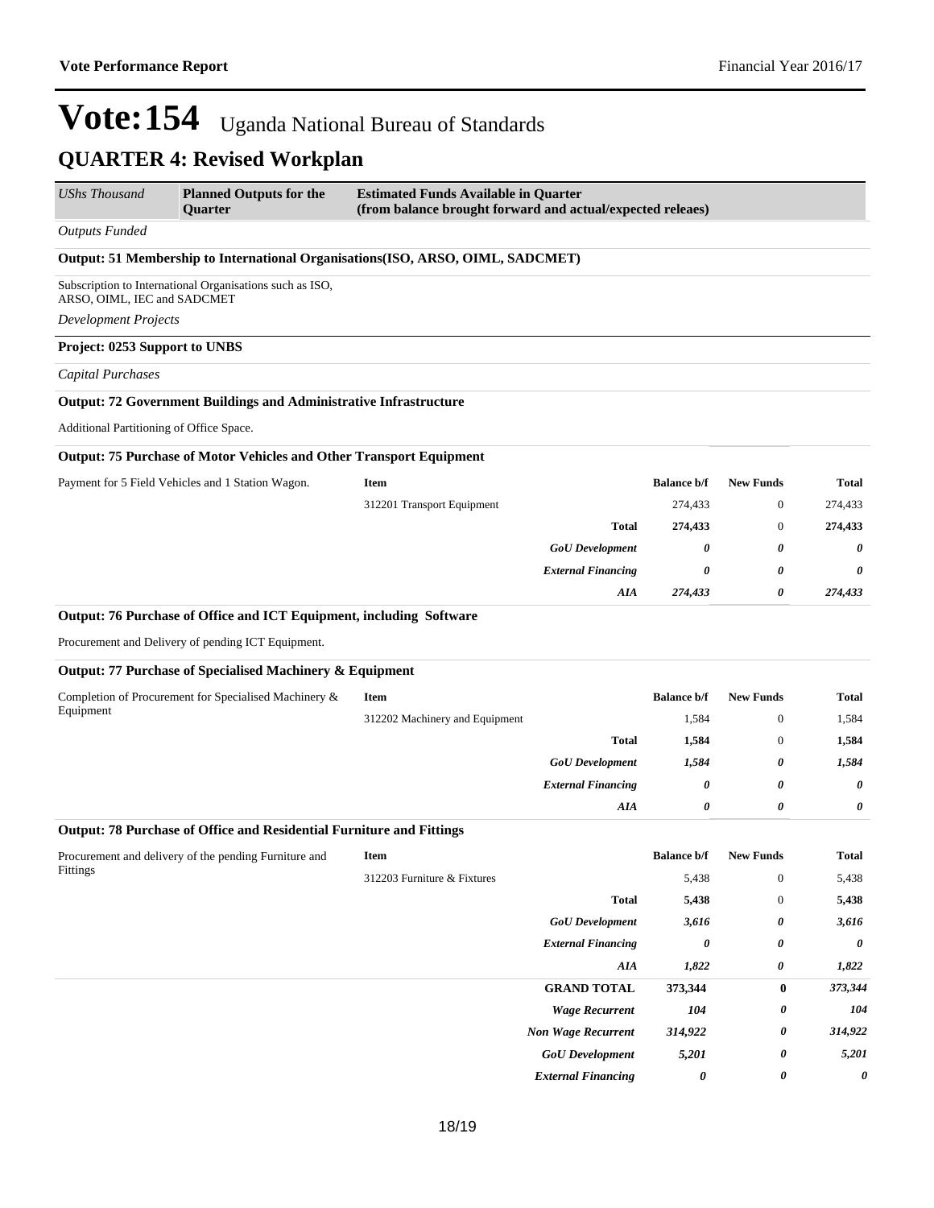# Vote:154 Uganda National Bureau of Standards

## QUARTER 4: Revised Workplan

| *UShs Thousand* | **Planned Outputs for the Quarter** | **Estimated Funds Available in Quarter (from balance brought forward and actual/expected releaes)** |
|---|---|---|

*Outputs Funded*

**Output: 51 Membership to International Organisations(ISO, ARSO, OIML, SADCMET)**

Subscription to International Organisations such as ISO, ARSO, OIML, IEC and SADCMET

*Development Projects*

**Project: 0253 Support to UNBS**

*Capital Purchases*

**Output: 72 Government Buildings and Administrative Infrastructure**

Additional Partitioning of Office Space.

**Output: 75 Purchase of Motor Vehicles and Other Transport Equipment**

| Planned Outputs | Item | Balance b/f | New Funds | Total |
|---|---|---|---|---|
| Payment for 5 Field Vehicles and 1 Station Wagon. | 312201 Transport Equipment | 274,433 | 0 | 274,433 |
| | **Total** | **274,433** | 0 | **274,433** |
| | ***GoU Development*** | ***0*** | ***0*** | ***0*** |
| | ***External Financing*** | ***0*** | ***0*** | ***0*** |
| | ***AIA*** | ***274,433*** | ***0*** | ***274,433*** |

**Output: 76 Purchase of Office and ICT Equipment, including Software**

Procurement and Delivery of pending ICT Equipment.

**Output: 77 Purchase of Specialised Machinery & Equipment**

| Planned Outputs | Item | Balance b/f | New Funds | Total |
|---|---|---|---|---|
| Completion of Procurement for Specialised Machinery & Equipment | 312202 Machinery and Equipment | 1,584 | 0 | 1,584 |
| | **Total** | **1,584** | 0 | **1,584** |
| | ***GoU Development*** | ***1,584*** | ***0*** | ***1,584*** |
| | ***External Financing*** | ***0*** | ***0*** | ***0*** |
| | ***AIA*** | ***0*** | ***0*** | ***0*** |

**Output: 78 Purchase of Office and Residential Furniture and Fittings**

| Planned Outputs | Item | Balance b/f | New Funds | Total |
|---|---|---|---|---|
| Procurement and delivery of the pending Furniture and Fittings | 312203 Furniture & Fixtures | 5,438 | 0 | 5,438 |
| | **Total** | **5,438** | 0 | **5,438** |
| | ***GoU Development*** | ***3,616*** | ***0*** | ***3,616*** |
| | ***External Financing*** | ***0*** | ***0*** | ***0*** |
| | ***AIA*** | ***1,822*** | ***0*** | ***1,822*** |

| | Balance b/f | New Funds | Total |
|---|---|---|---|
| **GRAND TOTAL** | **373,344** | **0** | ***373,344*** |
| ***Wage Recurrent*** | ***104*** | ***0*** | ***104*** |
| ***Non Wage Recurrent*** | ***314,922*** | ***0*** | ***314,922*** |
| ***GoU Development*** | ***5,201*** | ***0*** | ***5,201*** |
| ***External Financing*** | ***0*** | ***0*** | ***0*** |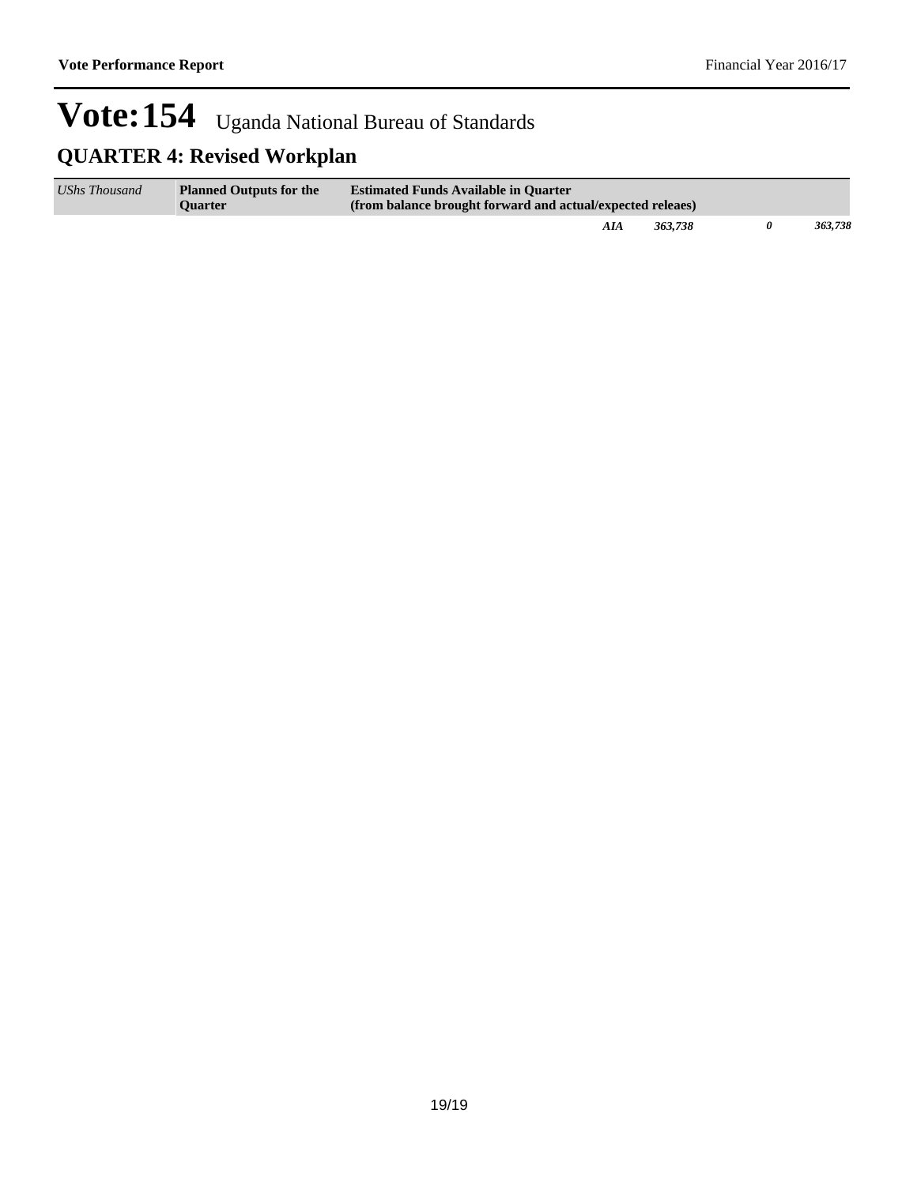# Vote:154 Uganda National Bureau of Standards

## QUARTER 4: Revised Workplan

| *UShs Thousand* | **Planned Outputs for the Quarter** | **Estimated Funds Available in Quarter (from balance brought forward and actual/expected releaes)** | | | |
|---|---|---|---|---|---|
| | | ***AIA*** | ***363,738*** | ***0*** | ***363,738*** |